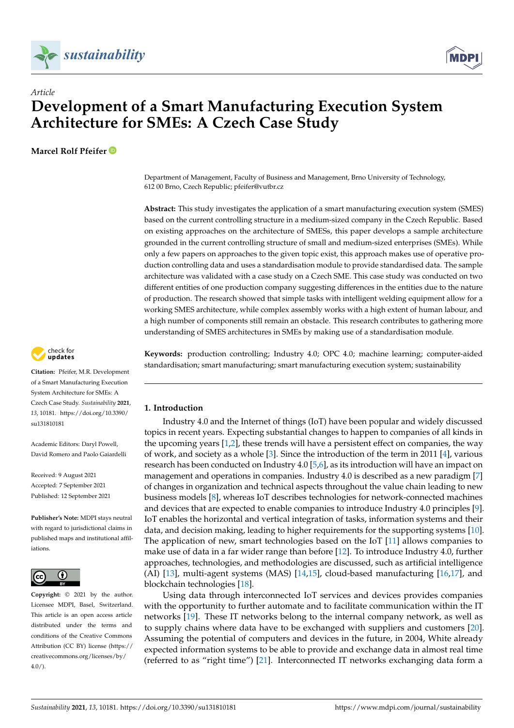*Article*

# Development of a Smart Manufacturing Execution System Architecture for SMEs: A Czech Case Study

**Marcel Rolf Pfeifer**

Department of Management, Faculty of Business and Management, Brno University of Technology, 612 00 Brno, Czech Republic; pfeifer@vutbr.cz

**Abstract:** This study investigates the application of a smart manufacturing execution system (SMES) based on the current controlling structure in a medium-sized company in the Czech Republic. Based on existing approaches on the architecture of SMESs, this paper develops a sample architecture grounded in the current controlling structure of small and medium-sized enterprises (SMEs). While only a few papers on approaches to the given topic exist, this approach makes use of operative production controlling data and uses a standardisation module to provide standardised data. The sample architecture was validated with a case study on a Czech SME. This case study was conducted on two different entities of one production company suggesting differences in the entities due to the nature of production. The research showed that simple tasks with intelligent welding equipment allow for a working SMES architecture, while complex assembly works with a high extent of human labour, and a high number of components still remain an obstacle. This research contributes to gathering more understanding of SMES architectures in SMEs by making use of a standardisation module.

**Keywords:** production controlling; Industry 4.0; OPC 4.0; machine learning; computer-aided standardisation; smart manufacturing; smart manufacturing execution system; sustainability

**Citation:** Pfeifer, M.R. Development of a Smart Manufacturing Execution System Architecture for SMEs: A Czech Case Study. *Sustainability* **2021**, *13*, 10181. https://doi.org/10.3390/su131810181

Academic Editors: Daryl Powell, David Romero and Paolo Gaiardelli

Received: 9 August 2021
Accepted: 7 September 2021
Published: 12 September 2021

**Publisher's Note:** MDPI stays neutral with regard to jurisdictional claims in published maps and institutional affiliations.

**Copyright:** © 2021 by the author. Licensee MDPI, Basel, Switzerland. This article is an open access article distributed under the terms and conditions of the Creative Commons Attribution (CC BY) license (https://creativecommons.org/licenses/by/4.0/).

## 1. Introduction

Industry 4.0 and the Internet of things (IoT) have been popular and widely discussed topics in recent years. Expecting substantial changes to happen to companies of all kinds in the upcoming years [1,2], these trends will have a persistent effect on companies, the way of work, and society as a whole [3]. Since the introduction of the term in 2011 [4], various research has been conducted on Industry 4.0 [5,6], as its introduction will have an impact on management and operations in companies. Industry 4.0 is described as a new paradigm [7] of changes in organization and technical aspects throughout the value chain leading to new business models [8], whereas IoT describes technologies for network-connected machines and devices that are expected to enable companies to introduce Industry 4.0 principles [9]. IoT enables the horizontal and vertical integration of tasks, information systems and their data, and decision making, leading to higher requirements for the supporting systems [10]. The application of new, smart technologies based on the IoT [11] allows companies to make use of data in a far wider range than before [12]. To introduce Industry 4.0, further approaches, technologies, and methodologies are discussed, such as artificial intelligence (AI) [13], multi-agent systems (MAS) [14,15], cloud-based manufacturing [16,17], and blockchain technologies [18].

Using data through interconnected IoT services and devices provides companies with the opportunity to further automate and to facilitate communication within the IT networks [19]. These IT networks belong to the internal company network, as well as to supply chains where data have to be exchanged with suppliers and customers [20]. Assuming the potential of computers and devices in the future, in 2004, White already expected information systems to be able to provide and exchange data in almost real time (referred to as "right time") [21]. Interconnected IT networks exchanging data form a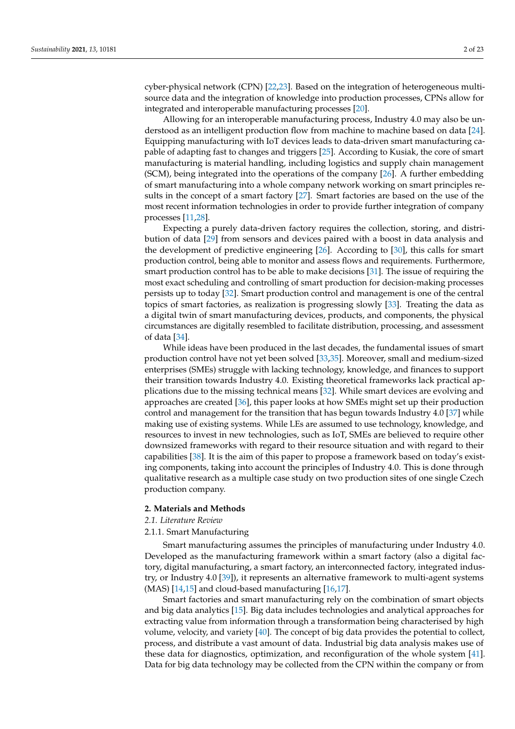cyber-physical network (CPN) [22,23]. Based on the integration of heterogeneous multi-source data and the integration of knowledge into production processes, CPNs allow for integrated and interoperable manufacturing processes [20].

Allowing for an interoperable manufacturing process, Industry 4.0 may also be understood as an intelligent production flow from machine to machine based on data [24]. Equipping manufacturing with IoT devices leads to data-driven smart manufacturing capable of adapting fast to changes and triggers [25]. According to Kusiak, the core of smart manufacturing is material handling, including logistics and supply chain management (SCM), being integrated into the operations of the company [26]. A further embedding of smart manufacturing into a whole company network working on smart principles results in the concept of a smart factory [27]. Smart factories are based on the use of the most recent information technologies in order to provide further integration of company processes [11,28].

Expecting a purely data-driven factory requires the collection, storing, and distribution of data [29] from sensors and devices paired with a boost in data analysis and the development of predictive engineering [26]. According to [30], this calls for smart production control, being able to monitor and assess flows and requirements. Furthermore, smart production control has to be able to make decisions [31]. The issue of requiring the most exact scheduling and controlling of smart production for decision-making processes persists up to today [32]. Smart production control and management is one of the central topics of smart factories, as realization is progressing slowly [33]. Treating the data as a digital twin of smart manufacturing devices, products, and components, the physical circumstances are digitally resembled to facilitate distribution, processing, and assessment of data [34].

While ideas have been produced in the last decades, the fundamental issues of smart production control have not yet been solved [33,35]. Moreover, small and medium-sized enterprises (SMEs) struggle with lacking technology, knowledge, and finances to support their transition towards Industry 4.0. Existing theoretical frameworks lack practical applications due to the missing technical means [32]. While smart devices are evolving and approaches are created [36], this paper looks at how SMEs might set up their production control and management for the transition that has begun towards Industry 4.0 [37] while making use of existing systems. While LEs are assumed to use technology, knowledge, and resources to invest in new technologies, such as IoT, SMEs are believed to require other downsized frameworks with regard to their resource situation and with regard to their capabilities [38]. It is the aim of this paper to propose a framework based on today's existing components, taking into account the principles of Industry 4.0. This is done through qualitative research as a multiple case study on two production sites of one single Czech production company.

## 2. Materials and Methods

### 2.1. Literature Review

#### 2.1.1. Smart Manufacturing

Smart manufacturing assumes the principles of manufacturing under Industry 4.0. Developed as the manufacturing framework within a smart factory (also a digital factory, digital manufacturing, a smart factory, an interconnected factory, integrated industry, or Industry 4.0 [39]), it represents an alternative framework to multi-agent systems (MAS) [14,15] and cloud-based manufacturing [16,17].

Smart factories and smart manufacturing rely on the combination of smart objects and big data analytics [15]. Big data includes technologies and analytical approaches for extracting value from information through a transformation being characterised by high volume, velocity, and variety [40]. The concept of big data provides the potential to collect, process, and distribute a vast amount of data. Industrial big data analysis makes use of these data for diagnostics, optimization, and reconfiguration of the whole system [41]. Data for big data technology may be collected from the CPN within the company or from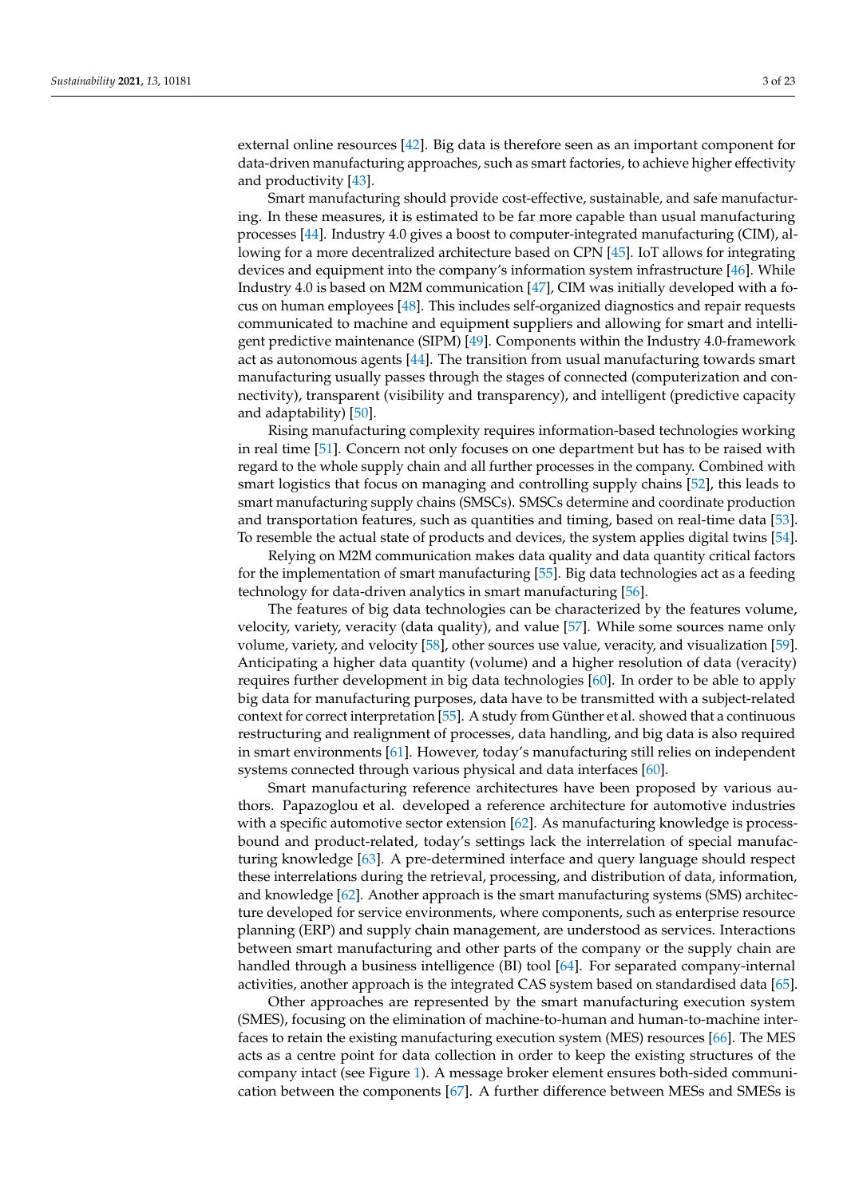external online resources [42]. Big data is therefore seen as an important component for data-driven manufacturing approaches, such as smart factories, to achieve higher effectivity and productivity [43].

Smart manufacturing should provide cost-effective, sustainable, and safe manufacturing. In these measures, it is estimated to be far more capable than usual manufacturing processes [44]. Industry 4.0 gives a boost to computer-integrated manufacturing (CIM), allowing for a more decentralized architecture based on CPN [45]. IoT allows for integrating devices and equipment into the company's information system infrastructure [46]. While Industry 4.0 is based on M2M communication [47], CIM was initially developed with a focus on human employees [48]. This includes self-organized diagnostics and repair requests communicated to machine and equipment suppliers and allowing for smart and intelligent predictive maintenance (SIPM) [49]. Components within the Industry 4.0-framework act as autonomous agents [44]. The transition from usual manufacturing towards smart manufacturing usually passes through the stages of connected (computerization and connectivity), transparent (visibility and transparency), and intelligent (predictive capacity and adaptability) [50].

Rising manufacturing complexity requires information-based technologies working in real time [51]. Concern not only focuses on one department but has to be raised with regard to the whole supply chain and all further processes in the company. Combined with smart logistics that focus on managing and controlling supply chains [52], this leads to smart manufacturing supply chains (SMSCs). SMSCs determine and coordinate production and transportation features, such as quantities and timing, based on real-time data [53]. To resemble the actual state of products and devices, the system applies digital twins [54].

Relying on M2M communication makes data quality and data quantity critical factors for the implementation of smart manufacturing [55]. Big data technologies act as a feeding technology for data-driven analytics in smart manufacturing [56].

The features of big data technologies can be characterized by the features volume, velocity, variety, veracity (data quality), and value [57]. While some sources name only volume, variety, and velocity [58], other sources use value, veracity, and visualization [59]. Anticipating a higher data quantity (volume) and a higher resolution of data (veracity) requires further development in big data technologies [60]. In order to be able to apply big data for manufacturing purposes, data have to be transmitted with a subject-related context for correct interpretation [55]. A study from Günther et al. showed that a continuous restructuring and realignment of processes, data handling, and big data is also required in smart environments [61]. However, today's manufacturing still relies on independent systems connected through various physical and data interfaces [60].

Smart manufacturing reference architectures have been proposed by various authors. Papazoglou et al. developed a reference architecture for automotive industries with a specific automotive sector extension [62]. As manufacturing knowledge is process-bound and product-related, today's settings lack the interrelation of special manufacturing knowledge [63]. A pre-determined interface and query language should respect these interrelations during the retrieval, processing, and distribution of data, information, and knowledge [62]. Another approach is the smart manufacturing systems (SMS) architecture developed for service environments, where components, such as enterprise resource planning (ERP) and supply chain management, are understood as services. Interactions between smart manufacturing and other parts of the company or the supply chain are handled through a business intelligence (BI) tool [64]. For separated company-internal activities, another approach is the integrated CAS system based on standardised data [65].

Other approaches are represented by the smart manufacturing execution system (SMES), focusing on the elimination of machine-to-human and human-to-machine interfaces to retain the existing manufacturing execution system (MES) resources [66]. The MES acts as a centre point for data collection in order to keep the existing structures of the company intact (see Figure 1). A message broker element ensures both-sided communication between the components [67]. A further difference between MESs and SMESs is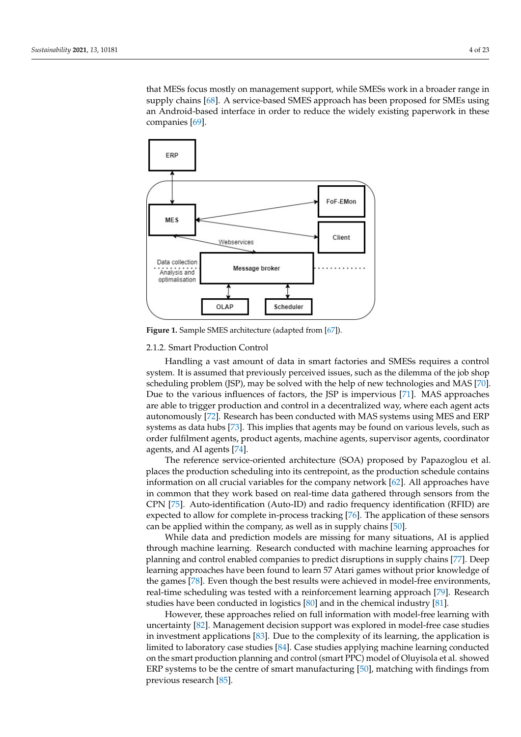that MESs focus mostly on management support, while SMESs work in a broader range in supply chains [68]. A service-based SMES approach has been proposed for SMEs using an Android-based interface in order to reduce the widely existing paperwork in these companies [69].

ERP

MES

FoF-EMon

Client

Webservices

Data collection

Analysis and optimalisation

Message broker

OLAP

Scheduler

**Figure 1.** Sample SMES architecture (adapted from [67]).

#### 2.1.2. Smart Production Control

Handling a vast amount of data in smart factories and SMESs requires a control system. It is assumed that previously perceived issues, such as the dilemma of the job shop scheduling problem (JSP), may be solved with the help of new technologies and MAS [70]. Due to the various influences of factors, the JSP is impervious [71]. MAS approaches are able to trigger production and control in a decentralized way, where each agent acts autonomously [72]. Research has been conducted with MAS systems using MES and ERP systems as data hubs [73]. This implies that agents may be found on various levels, such as order fulfilment agents, product agents, machine agents, supervisor agents, coordinator agents, and AI agents [74].

The reference service-oriented architecture (SOA) proposed by Papazoglou et al. places the production scheduling into its centrepoint, as the production schedule contains information on all crucial variables for the company network [62]. All approaches have in common that they work based on real-time data gathered through sensors from the CPN [75]. Auto-identification (Auto-ID) and radio frequency identification (RFID) are expected to allow for complete in-process tracking [76]. The application of these sensors can be applied within the company, as well as in supply chains [50].

While data and prediction models are missing for many situations, AI is applied through machine learning. Research conducted with machine learning approaches for planning and control enabled companies to predict disruptions in supply chains [77]. Deep learning approaches have been found to learn 57 Atari games without prior knowledge of the games [78]. Even though the best results were achieved in model-free environments, real-time scheduling was tested with a reinforcement learning approach [79]. Research studies have been conducted in logistics [80] and in the chemical industry [81].

However, these approaches relied on full information with model-free learning with uncertainty [82]. Management decision support was explored in model-free case studies in investment applications [83]. Due to the complexity of its learning, the application is limited to laboratory case studies [84]. Case studies applying machine learning conducted on the smart production planning and control (smart PPC) model of Oluyisola et al. showed ERP systems to be the centre of smart manufacturing [50], matching with findings from previous research [85].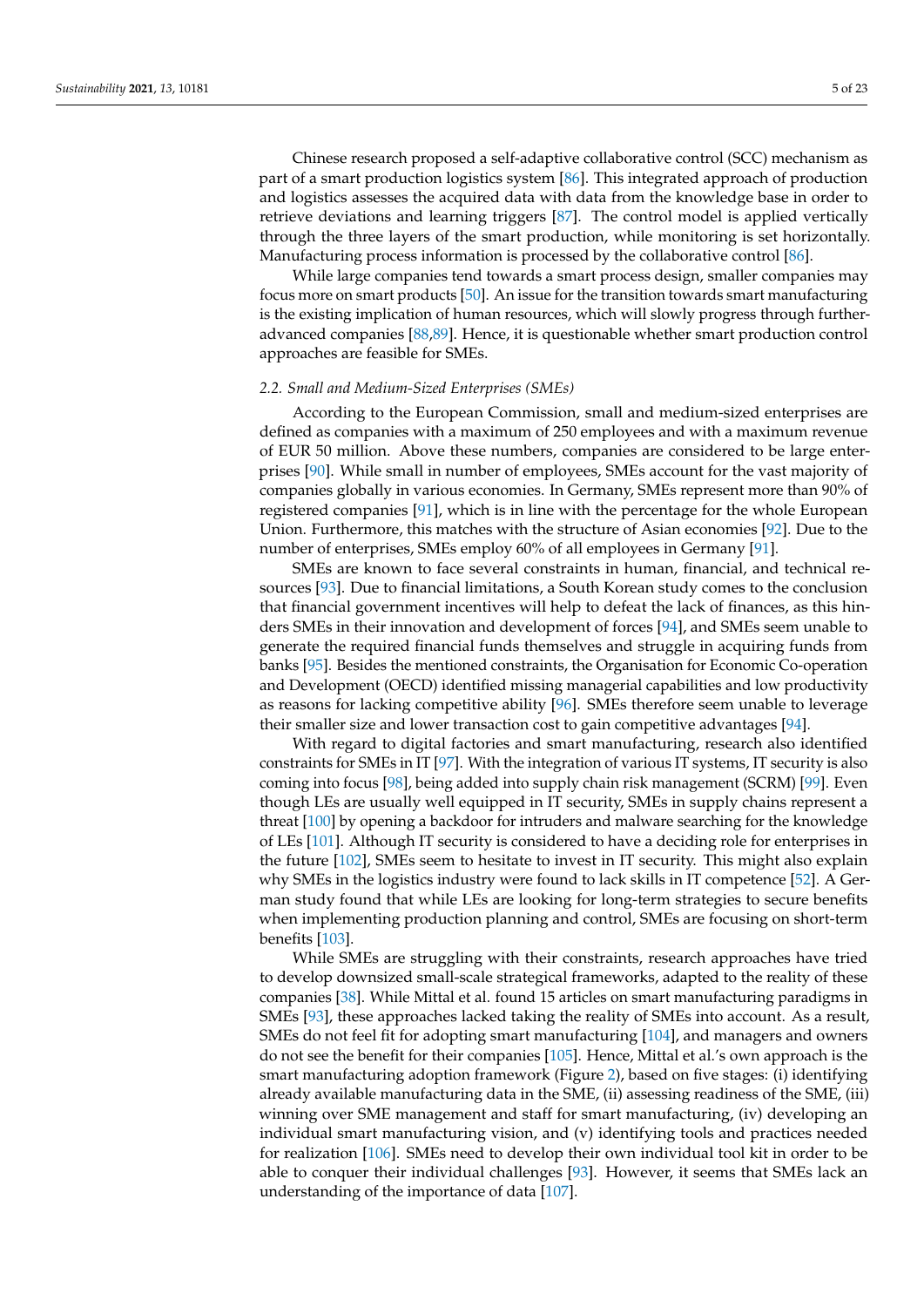Chinese research proposed a self-adaptive collaborative control (SCC) mechanism as part of a smart production logistics system [86]. This integrated approach of production and logistics assesses the acquired data with data from the knowledge base in order to retrieve deviations and learning triggers [87]. The control model is applied vertically through the three layers of the smart production, while monitoring is set horizontally. Manufacturing process information is processed by the collaborative control [86].

While large companies tend towards a smart process design, smaller companies may focus more on smart products [50]. An issue for the transition towards smart manufacturing is the existing implication of human resources, which will slowly progress through further-advanced companies [88,89]. Hence, it is questionable whether smart production control approaches are feasible for SMEs.

### 2.2. Small and Medium-Sized Enterprises (SMEs)

According to the European Commission, small and medium-sized enterprises are defined as companies with a maximum of 250 employees and with a maximum revenue of EUR 50 million. Above these numbers, companies are considered to be large enterprises [90]. While small in number of employees, SMEs account for the vast majority of companies globally in various economies. In Germany, SMEs represent more than 90% of registered companies [91], which is in line with the percentage for the whole European Union. Furthermore, this matches with the structure of Asian economies [92]. Due to the number of enterprises, SMEs employ 60% of all employees in Germany [91].

SMEs are known to face several constraints in human, financial, and technical resources [93]. Due to financial limitations, a South Korean study comes to the conclusion that financial government incentives will help to defeat the lack of finances, as this hinders SMEs in their innovation and development of forces [94], and SMEs seem unable to generate the required financial funds themselves and struggle in acquiring funds from banks [95]. Besides the mentioned constraints, the Organisation for Economic Co-operation and Development (OECD) identified missing managerial capabilities and low productivity as reasons for lacking competitive ability [96]. SMEs therefore seem unable to leverage their smaller size and lower transaction cost to gain competitive advantages [94].

With regard to digital factories and smart manufacturing, research also identified constraints for SMEs in IT [97]. With the integration of various IT systems, IT security is also coming into focus [98], being added into supply chain risk management (SCRM) [99]. Even though LEs are usually well equipped in IT security, SMEs in supply chains represent a threat [100] by opening a backdoor for intruders and malware searching for the knowledge of LEs [101]. Although IT security is considered to have a deciding role for enterprises in the future [102], SMEs seem to hesitate to invest in IT security. This might also explain why SMEs in the logistics industry were found to lack skills in IT competence [52]. A German study found that while LEs are looking for long-term strategies to secure benefits when implementing production planning and control, SMEs are focusing on short-term benefits [103].

While SMEs are struggling with their constraints, research approaches have tried to develop downsized small-scale strategical frameworks, adapted to the reality of these companies [38]. While Mittal et al. found 15 articles on smart manufacturing paradigms in SMEs [93], these approaches lacked taking the reality of SMEs into account. As a result, SMEs do not feel fit for adopting smart manufacturing [104], and managers and owners do not see the benefit for their companies [105]. Hence, Mittal et al.'s own approach is the smart manufacturing adoption framework (Figure 2), based on five stages: (i) identifying already available manufacturing data in the SME, (ii) assessing readiness of the SME, (iii) winning over SME management and staff for smart manufacturing, (iv) developing an individual smart manufacturing vision, and (v) identifying tools and practices needed for realization [106]. SMEs need to develop their own individual tool kit in order to be able to conquer their individual challenges [93]. However, it seems that SMEs lack an understanding of the importance of data [107].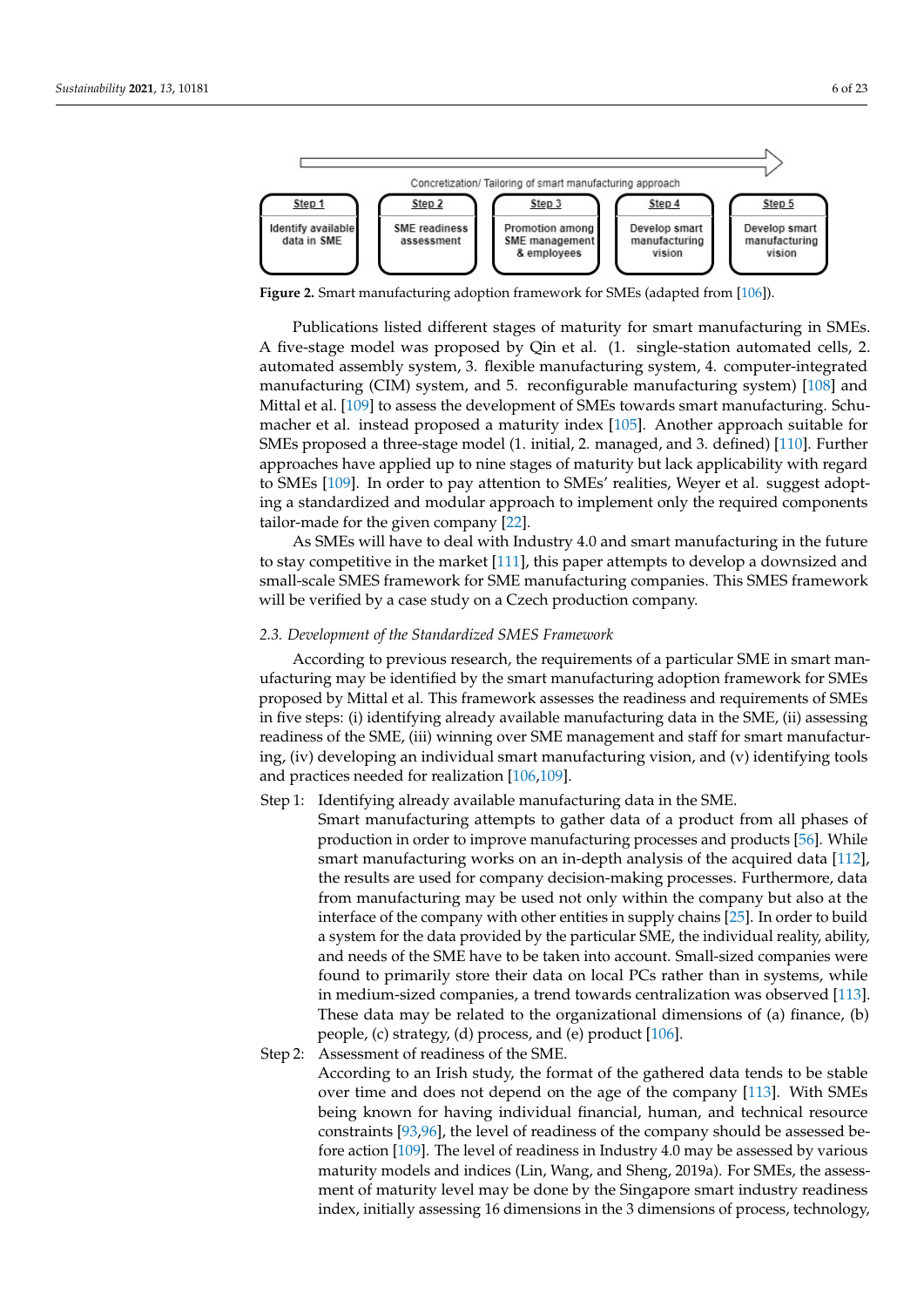Concretization/ Tailoring of smart manufacturing approach

Step 1
Identify available data in SME

Step 2
SME readiness assessment

Step 3
Promotion among SME management & employees

Step 4
Develop smart manufacturing vision

Step 5
Develop smart manufacturing vision

**Figure 2.** Smart manufacturing adoption framework for SMEs (adapted from [106]).

Publications listed different stages of maturity for smart manufacturing in SMEs. A five-stage model was proposed by Qin et al. (1. single-station automated cells, 2. automated assembly system, 3. flexible manufacturing system, 4. computer-integrated manufacturing (CIM) system, and 5. reconfigurable manufacturing system) [108] and Mittal et al. [109] to assess the development of SMEs towards smart manufacturing. Schumacher et al. instead proposed a maturity index [105]. Another approach suitable for SMEs proposed a three-stage model (1. initial, 2. managed, and 3. defined) [110]. Further approaches have applied up to nine stages of maturity but lack applicability with regard to SMEs [109]. In order to pay attention to SMEs' realities, Weyer et al. suggest adopting a standardized and modular approach to implement only the required components tailor-made for the given company [22].

As SMEs will have to deal with Industry 4.0 and smart manufacturing in the future to stay competitive in the market [111], this paper attempts to develop a downsized and small-scale SMES framework for SME manufacturing companies. This SMES framework will be verified by a case study on a Czech production company.

### *2.3. Development of the Standardized SMES Framework*

According to previous research, the requirements of a particular SME in smart manufacturing may be identified by the smart manufacturing adoption framework for SMEs proposed by Mittal et al. This framework assesses the readiness and requirements of SMEs in five steps: (i) identifying already available manufacturing data in the SME, (ii) assessing readiness of the SME, (iii) winning over SME management and staff for smart manufacturing, (iv) developing an individual smart manufacturing vision, and (v) identifying tools and practices needed for realization [106,109].

Step 1: Identifying already available manufacturing data in the SME.
Smart manufacturing attempts to gather data of a product from all phases of production in order to improve manufacturing processes and products [56]. While smart manufacturing works on an in-depth analysis of the acquired data [112], the results are used for company decision-making processes. Furthermore, data from manufacturing may be used not only within the company but also at the interface of the company with other entities in supply chains [25]. In order to build a system for the data provided by the particular SME, the individual reality, ability, and needs of the SME have to be taken into account. Small-sized companies were found to primarily store their data on local PCs rather than in systems, while in medium-sized companies, a trend towards centralization was observed [113]. These data may be related to the organizational dimensions of (a) finance, (b) people, (c) strategy, (d) process, and (e) product [106].

Step 2: Assessment of readiness of the SME.
According to an Irish study, the format of the gathered data tends to be stable over time and does not depend on the age of the company [113]. With SMEs being known for having individual financial, human, and technical resource constraints [93,96], the level of readiness of the company should be assessed before action [109]. The level of readiness in Industry 4.0 may be assessed by various maturity models and indices (Lin, Wang, and Sheng, 2019a). For SMEs, the assessment of maturity level may be done by the Singapore smart industry readiness index, initially assessing 16 dimensions in the 3 dimensions of process, technology,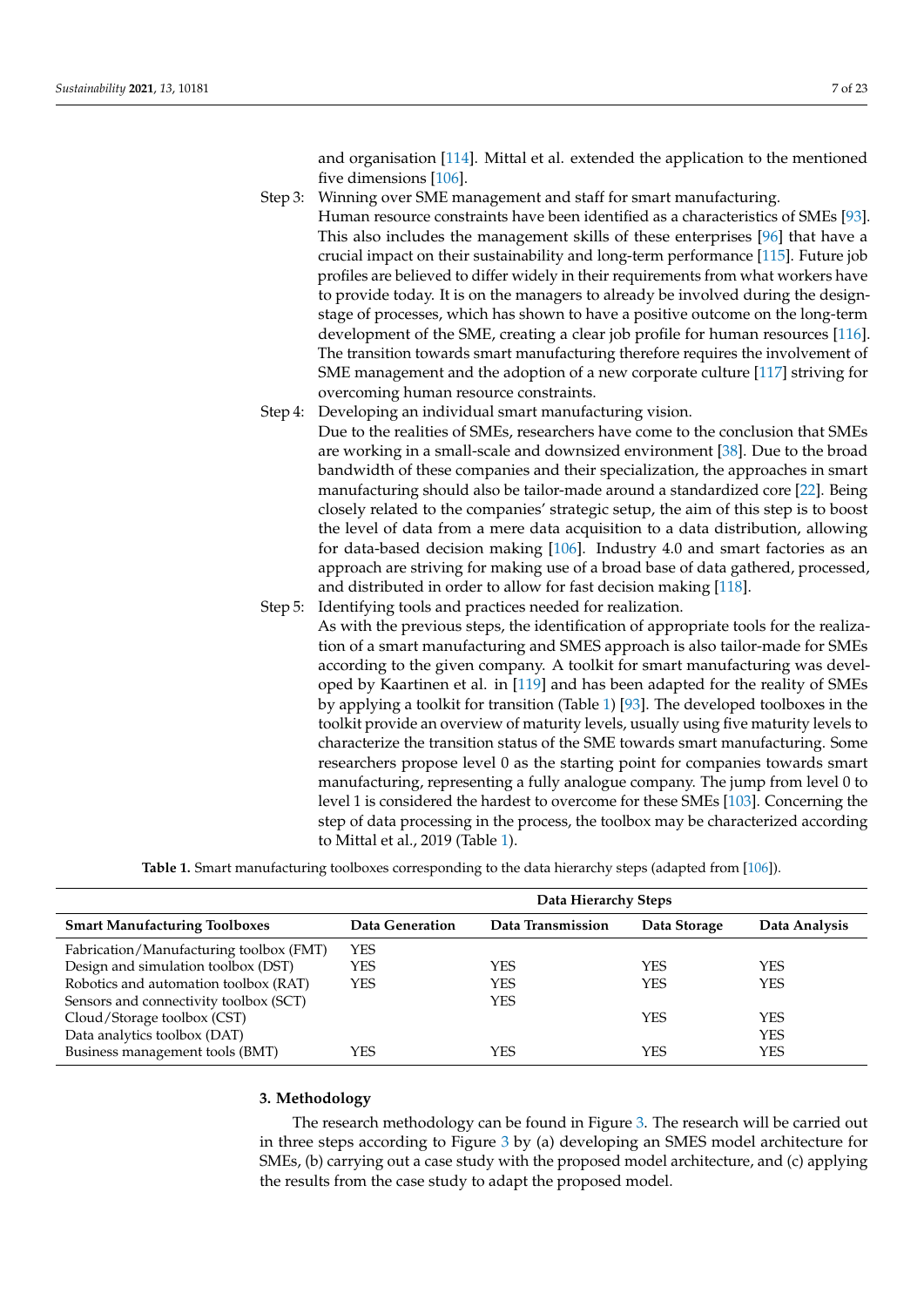and organisation [114]. Mittal et al. extended the application to the mentioned five dimensions [106].

Step 3: Winning over SME management and staff for smart manufacturing.
Human resource constraints have been identified as a characteristics of SMEs [93]. This also includes the management skills of these enterprises [96] that have a crucial impact on their sustainability and long-term performance [115]. Future job profiles are believed to differ widely in their requirements from what workers have to provide today. It is on the managers to already be involved during the design-stage of processes, which has shown to have a positive outcome on the long-term development of the SME, creating a clear job profile for human resources [116]. The transition towards smart manufacturing therefore requires the involvement of SME management and the adoption of a new corporate culture [117] striving for overcoming human resource constraints.

Step 4: Developing an individual smart manufacturing vision.
Due to the realities of SMEs, researchers have come to the conclusion that SMEs are working in a small-scale and downsized environment [38]. Due to the broad bandwidth of these companies and their specialization, the approaches in smart manufacturing should also be tailor-made around a standardized core [22]. Being closely related to the companies' strategic setup, the aim of this step is to boost the level of data from a mere data acquisition to a data distribution, allowing for data-based decision making [106]. Industry 4.0 and smart factories as an approach are striving for making use of a broad base of data gathered, processed, and distributed in order to allow for fast decision making [118].

Step 5: Identifying tools and practices needed for realization.
As with the previous steps, the identification of appropriate tools for the realization of a smart manufacturing and SMES approach is also tailor-made for SMEs according to the given company. A toolkit for smart manufacturing was developed by Kaartinen et al. in [119] and has been adapted for the reality of SMEs by applying a toolkit for transition (Table 1) [93]. The developed toolboxes in the toolkit provide an overview of maturity levels, usually using five maturity levels to characterize the transition status of the SME towards smart manufacturing. Some researchers propose level 0 as the starting point for companies towards smart manufacturing, representing a fully analogue company. The jump from level 0 to level 1 is considered the hardest to overcome for these SMEs [103]. Concerning the step of data processing in the process, the toolbox may be characterized according to Mittal et al., 2019 (Table 1).

**Table 1.** Smart manufacturing toolboxes corresponding to the data hierarchy steps (adapted from [106]).

| | Data Hierarchy Steps | | | |
|---|---|---|---|---|
| **Smart Manufacturing Toolboxes** | **Data Generation** | **Data Transmission** | **Data Storage** | **Data Analysis** |
| Fabrication/Manufacturing toolbox (FMT) | YES | | | |
| Design and simulation toolbox (DST) | YES | YES | YES | YES |
| Robotics and automation toolbox (RAT) | YES | YES | YES | YES |
| Sensors and connectivity toolbox (SCT) | | YES | | |
| Cloud/Storage toolbox (CST) | | | YES | YES |
| Data analytics toolbox (DAT) | | | | YES |
| Business management tools (BMT) | YES | YES | YES | YES |

## 3. Methodology

The research methodology can be found in Figure 3. The research will be carried out in three steps according to Figure 3 by (a) developing an SMES model architecture for SMEs, (b) carrying out a case study with the proposed model architecture, and (c) applying the results from the case study to adapt the proposed model.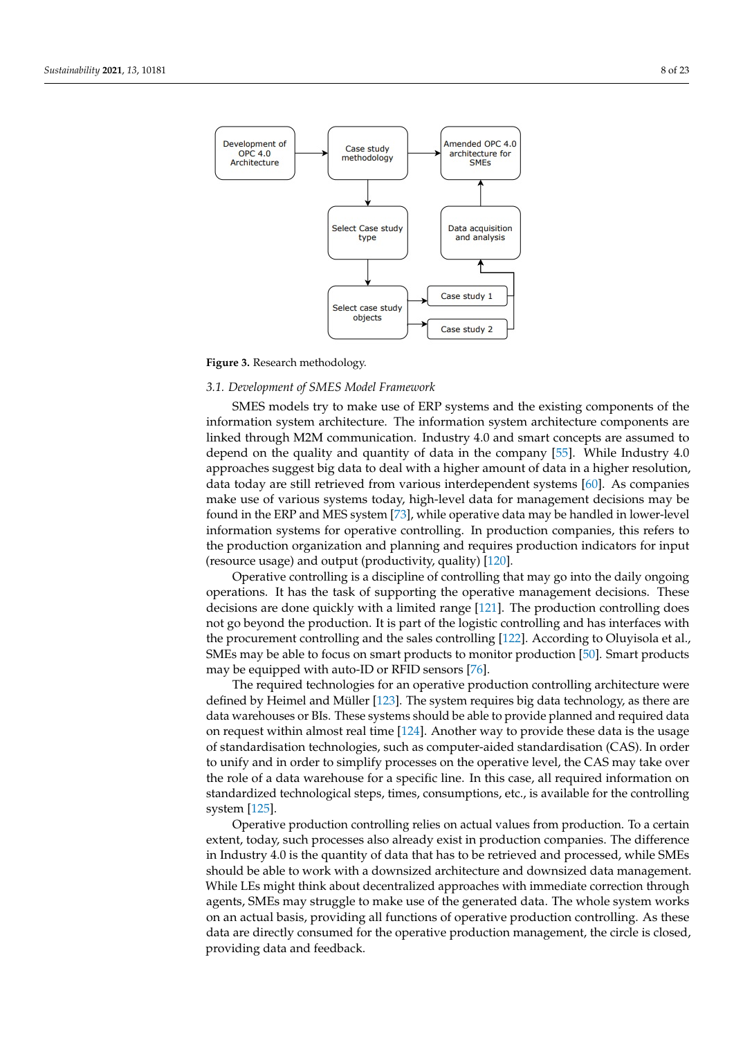Development of OPC 4.0 Architecture

Case study methodology

Amended OPC 4.0 architecture for SMEs

Select Case study type

Data acquisition and analysis

Select case study objects

Case study 1

Case study 2

**Figure 3.** Research methodology.

### *3.1. Development of SMES Model Framework*

SMES models try to make use of ERP systems and the existing components of the information system architecture. The information system architecture components are linked through M2M communication. Industry 4.0 and smart concepts are assumed to depend on the quality and quantity of data in the company [55]. While Industry 4.0 approaches suggest big data to deal with a higher amount of data in a higher resolution, data today are still retrieved from various interdependent systems [60]. As companies make use of various systems today, high-level data for management decisions may be found in the ERP and MES system [73], while operative data may be handled in lower-level information systems for operative controlling. In production companies, this refers to the production organization and planning and requires production indicators for input (resource usage) and output (productivity, quality) [120].

Operative controlling is a discipline of controlling that may go into the daily ongoing operations. It has the task of supporting the operative management decisions. These decisions are done quickly with a limited range [121]. The production controlling does not go beyond the production. It is part of the logistic controlling and has interfaces with the procurement controlling and the sales controlling [122]. According to Oluyisola et al., SMEs may be able to focus on smart products to monitor production [50]. Smart products may be equipped with auto-ID or RFID sensors [76].

The required technologies for an operative production controlling architecture were defined by Heimel and Müller [123]. The system requires big data technology, as there are data warehouses or BIs. These systems should be able to provide planned and required data on request within almost real time [124]. Another way to provide these data is the usage of standardisation technologies, such as computer-aided standardisation (CAS). In order to unify and in order to simplify processes on the operative level, the CAS may take over the role of a data warehouse for a specific line. In this case, all required information on standardized technological steps, times, consumptions, etc., is available for the controlling system [125].

Operative production controlling relies on actual values from production. To a certain extent, today, such processes also already exist in production companies. The difference in Industry 4.0 is the quantity of data that has to be retrieved and processed, while SMEs should be able to work with a downsized architecture and downsized data management. While LEs might think about decentralized approaches with immediate correction through agents, SMEs may struggle to make use of the generated data. The whole system works on an actual basis, providing all functions of operative production controlling. As these data are directly consumed for the operative production management, the circle is closed, providing data and feedback.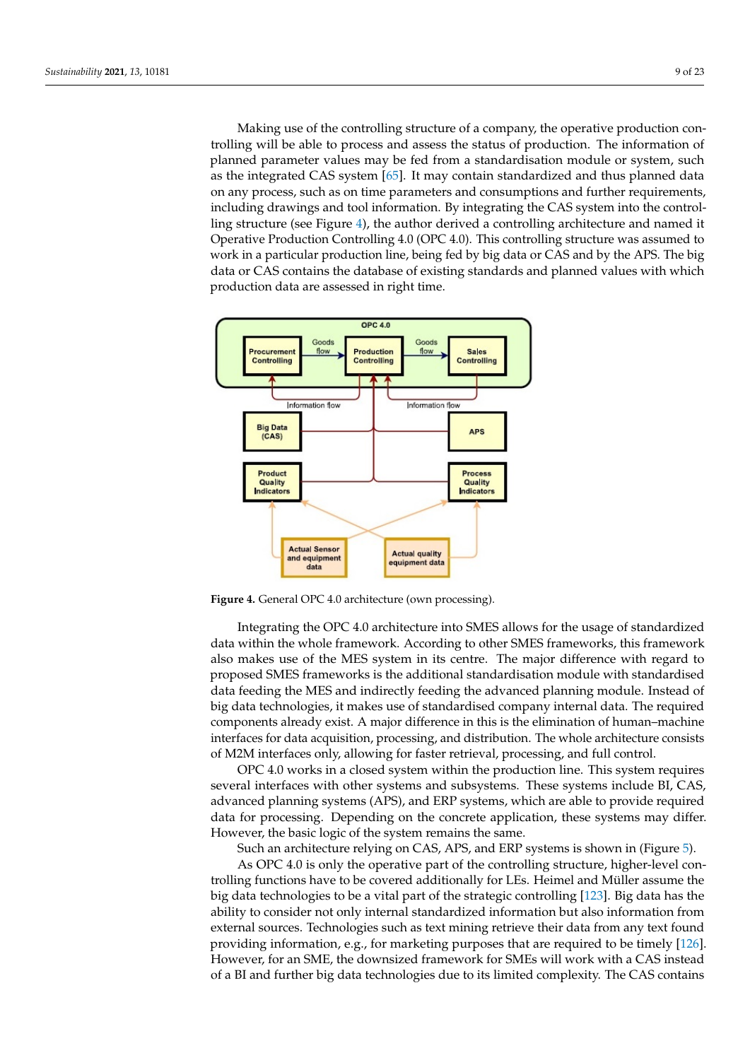Making use of the controlling structure of a company, the operative production controlling will be able to process and assess the status of production. The information of planned parameter values may be fed from a standardisation module or system, such as the integrated CAS system [65]. It may contain standardized and thus planned data on any process, such as on time parameters and consumptions and further requirements, including drawings and tool information. By integrating the CAS system into the controlling structure (see Figure 4), the author derived a controlling architecture and named it Operative Production Controlling 4.0 (OPC 4.0). This controlling structure was assumed to work in a particular production line, being fed by big data or CAS and by the APS. The big data or CAS contains the database of existing standards and planned values with which production data are assessed in right time.

OPC 4.0

Procurement Controlling

Goods flow

Production Controlling

Goods flow

Sales Controlling

Information flow

Information flow

Big Data (CAS)

APS

Product Quality Indicators

Process Quality Indicators

Actual Sensor and equipment data

Actual quality equipment data

**Figure 4.** General OPC 4.0 architecture (own processing).

Integrating the OPC 4.0 architecture into SMES allows for the usage of standardized data within the whole framework. According to other SMES frameworks, this framework also makes use of the MES system in its centre. The major difference with regard to proposed SMES frameworks is the additional standardisation module with standardised data feeding the MES and indirectly feeding the advanced planning module. Instead of big data technologies, it makes use of standardised company internal data. The required components already exist. A major difference in this is the elimination of human–machine interfaces for data acquisition, processing, and distribution. The whole architecture consists of M2M interfaces only, allowing for faster retrieval, processing, and full control.

OPC 4.0 works in a closed system within the production line. This system requires several interfaces with other systems and subsystems. These systems include BI, CAS, advanced planning systems (APS), and ERP systems, which are able to provide required data for processing. Depending on the concrete application, these systems may differ. However, the basic logic of the system remains the same.

Such an architecture relying on CAS, APS, and ERP systems is shown in (Figure 5).

As OPC 4.0 is only the operative part of the controlling structure, higher-level controlling functions have to be covered additionally for LEs. Heimel and Müller assume the big data technologies to be a vital part of the strategic controlling [123]. Big data has the ability to consider not only internal standardized information but also information from external sources. Technologies such as text mining retrieve their data from any text found providing information, e.g., for marketing purposes that are required to be timely [126]. However, for an SME, the downsized framework for SMEs will work with a CAS instead of a BI and further big data technologies due to its limited complexity. The CAS contains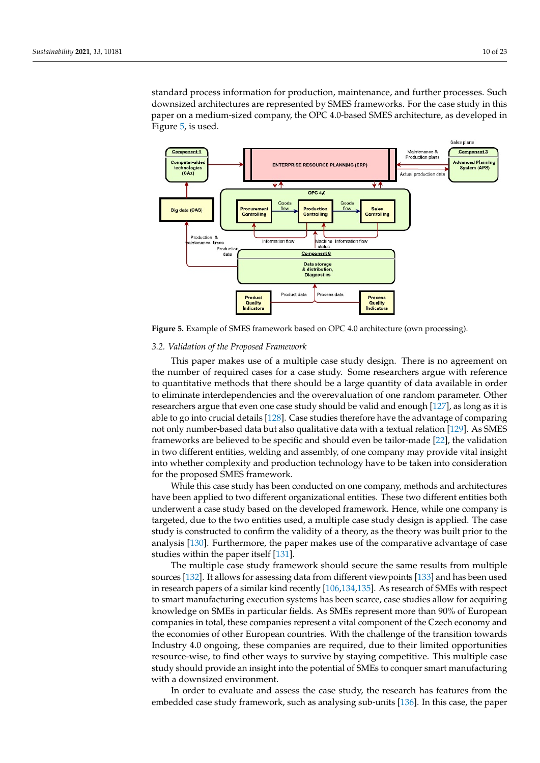standard process information for production, maintenance, and further processes. Such downsized architectures are represented by SMES frameworks. For the case study in this paper on a medium-sized company, the OPC 4.0-based SMES architecture, as developed in Figure 5, is used.

Component 1
Computer-aided technologies (CAx)
ENTERPRISE RESOURCE PLANNING (ERP)
Maintenance & Production plans
Sales plans
Component 3
Advanced Planning System (APS)
Actual production data
OPC 4.0
Big data (CAS)
Procurement Controlling
Goods flow
Production Controlling
Goods flow
Sales Controlling
Production & maintenance times
Information flow
Machine status
Information flow
Production data
Component 6
Data storage & distribution, Diagnostics
Product data
Process data
Product Quality Indicators
Process Quality Indicators

**Figure 5.** Example of SMES framework based on OPC 4.0 architecture (own processing).

### *3.2. Validation of the Proposed Framework*

This paper makes use of a multiple case study design. There is no agreement on the number of required cases for a case study. Some researchers argue with reference to quantitative methods that there should be a large quantity of data available in order to eliminate interdependencies and the overevaluation of one random parameter. Other researchers argue that even one case study should be valid and enough [127], as long as it is able to go into crucial details [128]. Case studies therefore have the advantage of comparing not only number-based data but also qualitative data with a textual relation [129]. As SMES frameworks are believed to be specific and should even be tailor-made [22], the validation in two different entities, welding and assembly, of one company may provide vital insight into whether complexity and production technology have to be taken into consideration for the proposed SMES framework.

While this case study has been conducted on one company, methods and architectures have been applied to two different organizational entities. These two different entities both underwent a case study based on the developed framework. Hence, while one company is targeted, due to the two entities used, a multiple case study design is applied. The case study is constructed to confirm the validity of a theory, as the theory was built prior to the analysis [130]. Furthermore, the paper makes use of the comparative advantage of case studies within the paper itself [131].

The multiple case study framework should secure the same results from multiple sources [132]. It allows for assessing data from different viewpoints [133] and has been used in research papers of a similar kind recently [106,134,135]. As research of SMEs with respect to smart manufacturing execution systems has been scarce, case studies allow for acquiring knowledge on SMEs in particular fields. As SMEs represent more than 90% of European companies in total, these companies represent a vital component of the Czech economy and the economies of other European countries. With the challenge of the transition towards Industry 4.0 ongoing, these companies are required, due to their limited opportunities resource-wise, to find other ways to survive by staying competitive. This multiple case study should provide an insight into the potential of SMEs to conquer smart manufacturing with a downsized environment.

In order to evaluate and assess the case study, the research has features from the embedded case study framework, such as analysing sub-units [136]. In this case, the paper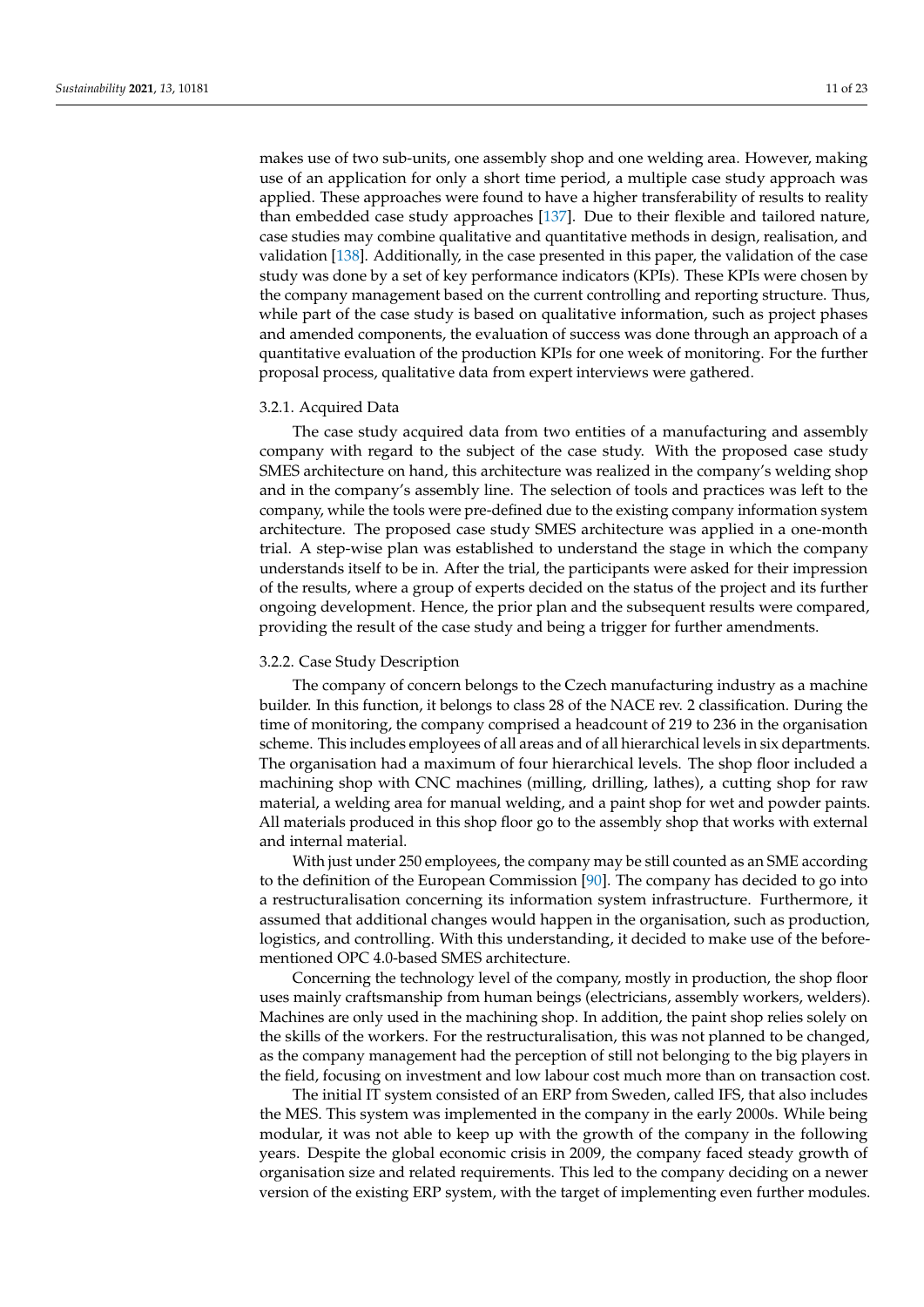makes use of two sub-units, one assembly shop and one welding area. However, making use of an application for only a short time period, a multiple case study approach was applied. These approaches were found to have a higher transferability of results to reality than embedded case study approaches [137]. Due to their flexible and tailored nature, case studies may combine qualitative and quantitative methods in design, realisation, and validation [138]. Additionally, in the case presented in this paper, the validation of the case study was done by a set of key performance indicators (KPIs). These KPIs were chosen by the company management based on the current controlling and reporting structure. Thus, while part of the case study is based on qualitative information, such as project phases and amended components, the evaluation of success was done through an approach of a quantitative evaluation of the production KPIs for one week of monitoring. For the further proposal process, qualitative data from expert interviews were gathered.

### 3.2.1. Acquired Data

The case study acquired data from two entities of a manufacturing and assembly company with regard to the subject of the case study. With the proposed case study SMES architecture on hand, this architecture was realized in the company's welding shop and in the company's assembly line. The selection of tools and practices was left to the company, while the tools were pre-defined due to the existing company information system architecture. The proposed case study SMES architecture was applied in a one-month trial. A step-wise plan was established to understand the stage in which the company understands itself to be in. After the trial, the participants were asked for their impression of the results, where a group of experts decided on the status of the project and its further ongoing development. Hence, the prior plan and the subsequent results were compared, providing the result of the case study and being a trigger for further amendments.

### 3.2.2. Case Study Description

The company of concern belongs to the Czech manufacturing industry as a machine builder. In this function, it belongs to class 28 of the NACE rev. 2 classification. During the time of monitoring, the company comprised a headcount of 219 to 236 in the organisation scheme. This includes employees of all areas and of all hierarchical levels in six departments. The organisation had a maximum of four hierarchical levels. The shop floor included a machining shop with CNC machines (milling, drilling, lathes), a cutting shop for raw material, a welding area for manual welding, and a paint shop for wet and powder paints. All materials produced in this shop floor go to the assembly shop that works with external and internal material.

With just under 250 employees, the company may be still counted as an SME according to the definition of the European Commission [90]. The company has decided to go into a restructuralisation concerning its information system infrastructure. Furthermore, it assumed that additional changes would happen in the organisation, such as production, logistics, and controlling. With this understanding, it decided to make use of the before-mentioned OPC 4.0-based SMES architecture.

Concerning the technology level of the company, mostly in production, the shop floor uses mainly craftsmanship from human beings (electricians, assembly workers, welders). Machines are only used in the machining shop. In addition, the paint shop relies solely on the skills of the workers. For the restructuralisation, this was not planned to be changed, as the company management had the perception of still not belonging to the big players in the field, focusing on investment and low labour cost much more than on transaction cost.

The initial IT system consisted of an ERP from Sweden, called IFS, that also includes the MES. This system was implemented in the company in the early 2000s. While being modular, it was not able to keep up with the growth of the company in the following years. Despite the global economic crisis in 2009, the company faced steady growth of organisation size and related requirements. This led to the company deciding on a newer version of the existing ERP system, with the target of implementing even further modules.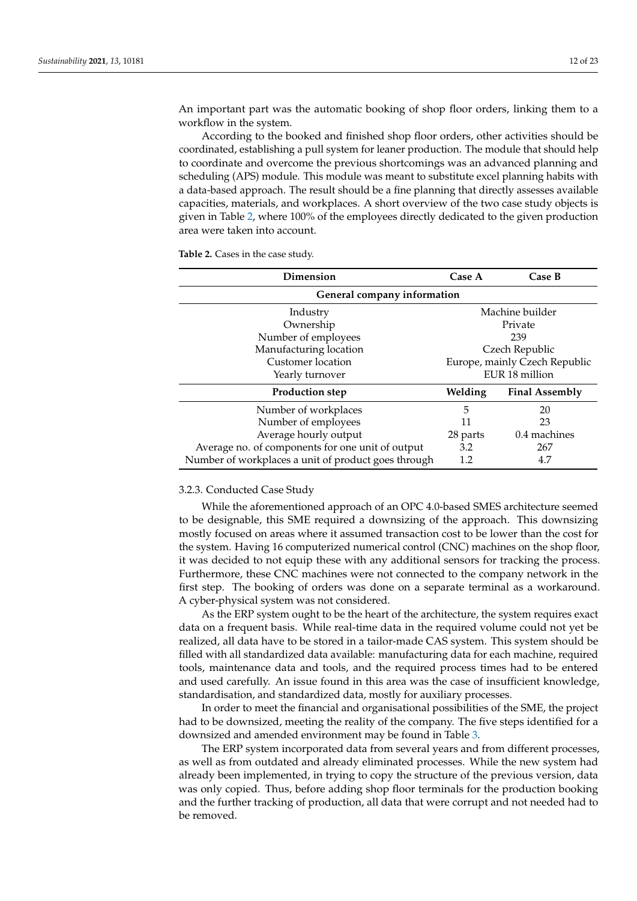An important part was the automatic booking of shop floor orders, linking them to a workflow in the system.

According to the booked and finished shop floor orders, other activities should be coordinated, establishing a pull system for leaner production. The module that should help to coordinate and overcome the previous shortcomings was an advanced planning and scheduling (APS) module. This module was meant to substitute excel planning habits with a data-based approach. The result should be a fine planning that directly assesses available capacities, materials, and workplaces. A short overview of the two case study objects is given in Table 2, where 100% of the employees directly dedicated to the given production area were taken into account.

**Table 2.** Cases in the case study.

| Dimension | Case A | Case B |
|---|---|---|
| **General company information** | | |
| Industry | Machine builder | |
| Ownership | Private | |
| Number of employees | 239 | |
| Manufacturing location | Czech Republic | |
| Customer location | Europe, mainly Czech Republic | |
| Yearly turnover | EUR 18 million | |
| **Production step** | **Welding** | **Final Assembly** |
| Number of workplaces | 5 | 20 |
| Number of employees | 11 | 23 |
| Average hourly output | 28 parts | 0.4 machines |
| Average no. of components for one unit of output | 3.2 | 267 |
| Number of workplaces a unit of product goes through | 1.2 | 4.7 |

### 3.2.3. Conducted Case Study

While the aforementioned approach of an OPC 4.0-based SMES architecture seemed to be designable, this SME required a downsizing of the approach. This downsizing mostly focused on areas where it assumed transaction cost to be lower than the cost for the system. Having 16 computerized numerical control (CNC) machines on the shop floor, it was decided to not equip these with any additional sensors for tracking the process. Furthermore, these CNC machines were not connected to the company network in the first step. The booking of orders was done on a separate terminal as a workaround. A cyber-physical system was not considered.

As the ERP system ought to be the heart of the architecture, the system requires exact data on a frequent basis. While real-time data in the required volume could not yet be realized, all data have to be stored in a tailor-made CAS system. This system should be filled with all standardized data available: manufacturing data for each machine, required tools, maintenance data and tools, and the required process times had to be entered and used carefully. An issue found in this area was the case of insufficient knowledge, standardisation, and standardized data, mostly for auxiliary processes.

In order to meet the financial and organisational possibilities of the SME, the project had to be downsized, meeting the reality of the company. The five steps identified for a downsized and amended environment may be found in Table 3.

The ERP system incorporated data from several years and from different processes, as well as from outdated and already eliminated processes. While the new system had already been implemented, in trying to copy the structure of the previous version, data was only copied. Thus, before adding shop floor terminals for the production booking and the further tracking of production, all data that were corrupt and not needed had to be removed.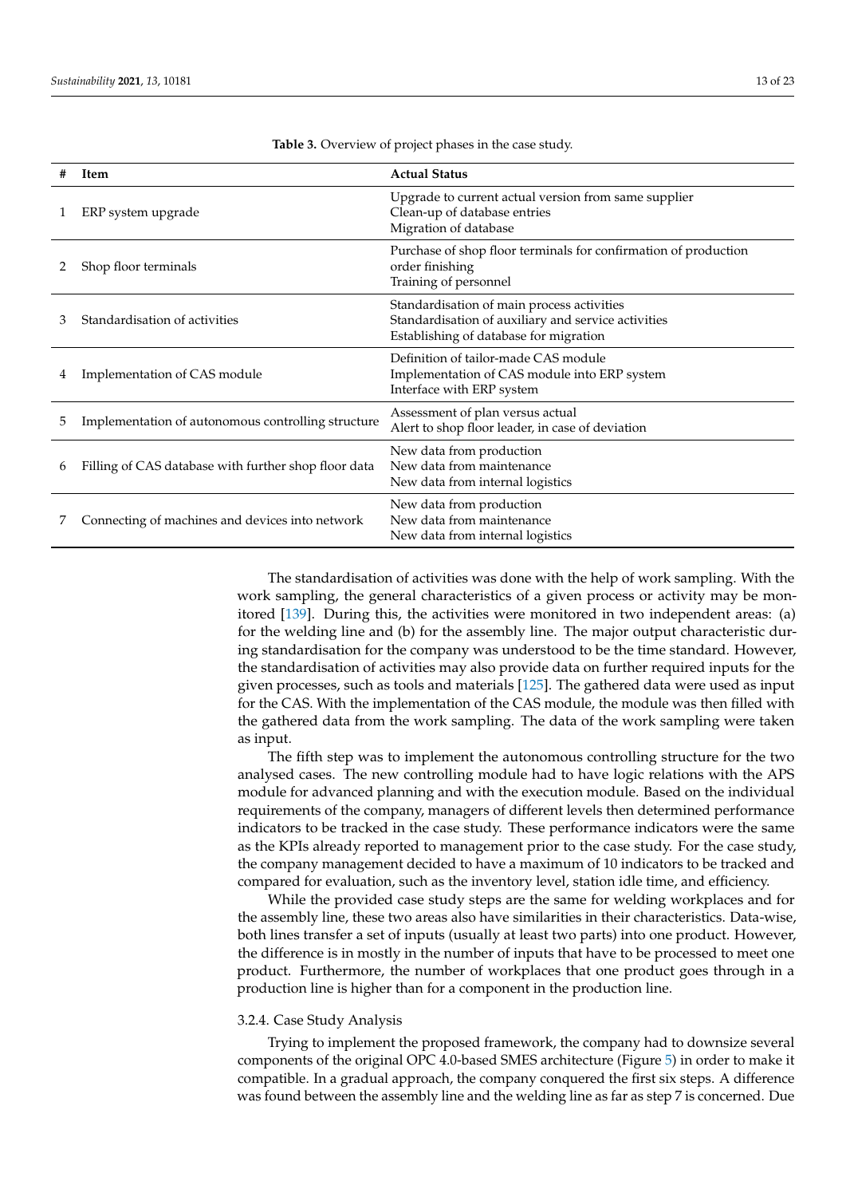**Table 3.** Overview of project phases in the case study.

| # | Item | Actual Status |
|---|---|---|
| 1 | ERP system upgrade | Upgrade to current actual version from same supplier<br>Clean-up of database entries<br>Migration of database |
| 2 | Shop floor terminals | Purchase of shop floor terminals for confirmation of production order finishing<br>Training of personnel |
| 3 | Standardisation of activities | Standardisation of main process activities<br>Standardisation of auxiliary and service activities<br>Establishing of database for migration |
| 4 | Implementation of CAS module | Definition of tailor-made CAS module<br>Implementation of CAS module into ERP system<br>Interface with ERP system |
| 5 | Implementation of autonomous controlling structure | Assessment of plan versus actual<br>Alert to shop floor leader, in case of deviation |
| 6 | Filling of CAS database with further shop floor data | New data from production<br>New data from maintenance<br>New data from internal logistics |
| 7 | Connecting of machines and devices into network | New data from production<br>New data from maintenance<br>New data from internal logistics |

The standardisation of activities was done with the help of work sampling. With the work sampling, the general characteristics of a given process or activity may be monitored [139]. During this, the activities were monitored in two independent areas: (a) for the welding line and (b) for the assembly line. The major output characteristic during standardisation for the company was understood to be the time standard. However, the standardisation of activities may also provide data on further required inputs for the given processes, such as tools and materials [125]. The gathered data were used as input for the CAS. With the implementation of the CAS module, the module was then filled with the gathered data from the work sampling. The data of the work sampling were taken as input.

The fifth step was to implement the autonomous controlling structure for the two analysed cases. The new controlling module had to have logic relations with the APS module for advanced planning and with the execution module. Based on the individual requirements of the company, managers of different levels then determined performance indicators to be tracked in the case study. These performance indicators were the same as the KPIs already reported to management prior to the case study. For the case study, the company management decided to have a maximum of 10 indicators to be tracked and compared for evaluation, such as the inventory level, station idle time, and efficiency.

While the provided case study steps are the same for welding workplaces and for the assembly line, these two areas also have similarities in their characteristics. Data-wise, both lines transfer a set of inputs (usually at least two parts) into one product. However, the difference is in mostly in the number of inputs that have to be processed to meet one product. Furthermore, the number of workplaces that one product goes through in a production line is higher than for a component in the production line.

#### 3.2.4. Case Study Analysis

Trying to implement the proposed framework, the company had to downsize several components of the original OPC 4.0-based SMES architecture (Figure 5) in order to make it compatible. In a gradual approach, the company conquered the first six steps. A difference was found between the assembly line and the welding line as far as step 7 is concerned. Due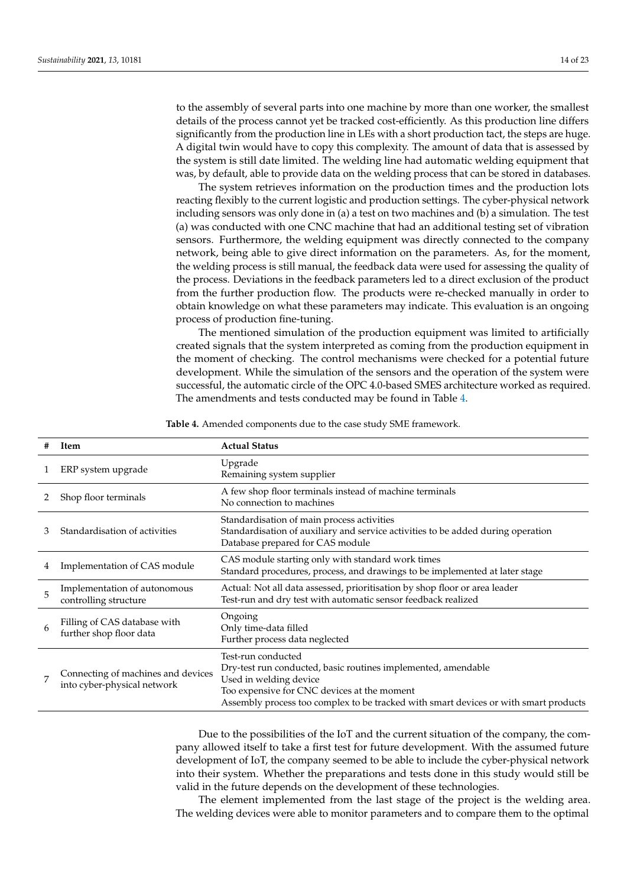to the assembly of several parts into one machine by more than one worker, the smallest details of the process cannot yet be tracked cost-efficiently. As this production line differs significantly from the production line in LEs with a short production tact, the steps are huge. A digital twin would have to copy this complexity. The amount of data that is assessed by the system is still date limited. The welding line had automatic welding equipment that was, by default, able to provide data on the welding process that can be stored in databases.

The system retrieves information on the production times and the production lots reacting flexibly to the current logistic and production settings. The cyber-physical network including sensors was only done in (a) a test on two machines and (b) a simulation. The test (a) was conducted with one CNC machine that had an additional testing set of vibration sensors. Furthermore, the welding equipment was directly connected to the company network, being able to give direct information on the parameters. As, for the moment, the welding process is still manual, the feedback data were used for assessing the quality of the process. Deviations in the feedback parameters led to a direct exclusion of the product from the further production flow. The products were re-checked manually in order to obtain knowledge on what these parameters may indicate. This evaluation is an ongoing process of production fine-tuning.

The mentioned simulation of the production equipment was limited to artificially created signals that the system interpreted as coming from the production equipment in the moment of checking. The control mechanisms were checked for a potential future development. While the simulation of the sensors and the operation of the system were successful, the automatic circle of the OPC 4.0-based SMES architecture worked as required. The amendments and tests conducted may be found in Table 4.

**Table 4.** Amended components due to the case study SME framework.

| # | Item | Actual Status |
|---|---|---|
| 1 | ERP system upgrade | Upgrade<br>Remaining system supplier |
| 2 | Shop floor terminals | A few shop floor terminals instead of machine terminals<br>No connection to machines |
| 3 | Standardisation of activities | Standardisation of main process activities<br>Standardisation of auxiliary and service activities to be added during operation<br>Database prepared for CAS module |
| 4 | Implementation of CAS module | CAS module starting only with standard work times<br>Standard procedures, process, and drawings to be implemented at later stage |
| 5 | Implementation of autonomous controlling structure | Actual: Not all data assessed, prioritisation by shop floor or area leader<br>Test-run and dry test with automatic sensor feedback realized |
| 6 | Filling of CAS database with further shop floor data | Ongoing<br>Only time-data filled<br>Further process data neglected |
| 7 | Connecting of machines and devices into cyber-physical network | Test-run conducted<br>Dry-test run conducted, basic routines implemented, amendable<br>Used in welding device<br>Too expensive for CNC devices at the moment<br>Assembly process too complex to be tracked with smart devices or with smart products |

Due to the possibilities of the IoT and the current situation of the company, the company allowed itself to take a first test for future development. With the assumed future development of IoT, the company seemed to be able to include the cyber-physical network into their system. Whether the preparations and tests done in this study would still be valid in the future depends on the development of these technologies.

The element implemented from the last stage of the project is the welding area. The welding devices were able to monitor parameters and to compare them to the optimal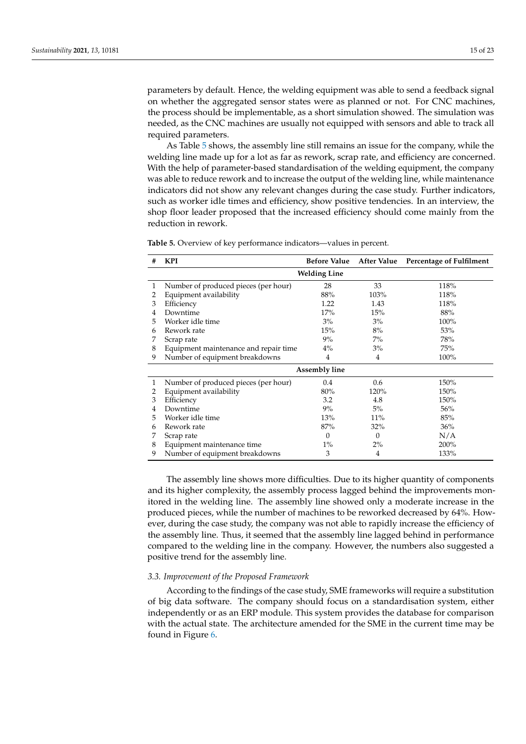parameters by default. Hence, the welding equipment was able to send a feedback signal on whether the aggregated sensor states were as planned or not. For CNC machines, the process should be implementable, as a short simulation showed. The simulation was needed, as the CNC machines are usually not equipped with sensors and able to track all required parameters.

As Table 5 shows, the assembly line still remains an issue for the company, while the welding line made up for a lot as far as rework, scrap rate, and efficiency are concerned. With the help of parameter-based standardisation of the welding equipment, the company was able to reduce rework and to increase the output of the welding line, while maintenance indicators did not show any relevant changes during the case study. Further indicators, such as worker idle times and efficiency, show positive tendencies. In an interview, the shop floor leader proposed that the increased efficiency should come mainly from the reduction in rework.

**Table 5.** Overview of key performance indicators—values in percent.

| # | KPI | Before Value | After Value | Percentage of Fulfilment |
|---|---|---|---|---|
| | | **Welding Line** | | |
| 1 | Number of produced pieces (per hour) | 28 | 33 | 118% |
| 2 | Equipment availability | 88% | 103% | 118% |
| 3 | Efficiency | 1.22 | 1.43 | 118% |
| 4 | Downtime | 17% | 15% | 88% |
| 5 | Worker idle time | 3% | 3% | 100% |
| 6 | Rework rate | 15% | 8% | 53% |
| 7 | Scrap rate | 9% | 7% | 78% |
| 8 | Equipment maintenance and repair time | 4% | 3% | 75% |
| 9 | Number of equipment breakdowns | 4 | 4 | 100% |
| | | **Assembly line** | | |
| 1 | Number of produced pieces (per hour) | 0.4 | 0.6 | 150% |
| 2 | Equipment availability | 80% | 120% | 150% |
| 3 | Efficiency | 3.2 | 4.8 | 150% |
| 4 | Downtime | 9% | 5% | 56% |
| 5 | Worker idle time | 13% | 11% | 85% |
| 6 | Rework rate | 87% | 32% | 36% |
| 7 | Scrap rate | 0 | 0 | N/A |
| 8 | Equipment maintenance time | 1% | 2% | 200% |
| 9 | Number of equipment breakdowns | 3 | 4 | 133% |

The assembly line shows more difficulties. Due to its higher quantity of components and its higher complexity, the assembly process lagged behind the improvements monitored in the welding line. The assembly line showed only a moderate increase in the produced pieces, while the number of machines to be reworked decreased by 64%. However, during the case study, the company was not able to rapidly increase the efficiency of the assembly line. Thus, it seemed that the assembly line lagged behind in performance compared to the welding line in the company. However, the numbers also suggested a positive trend for the assembly line.

### *3.3. Improvement of the Proposed Framework*

According to the findings of the case study, SME frameworks will require a substitution of big data software. The company should focus on a standardisation system, either independently or as an ERP module. This system provides the database for comparison with the actual state. The architecture amended for the SME in the current time may be found in Figure 6.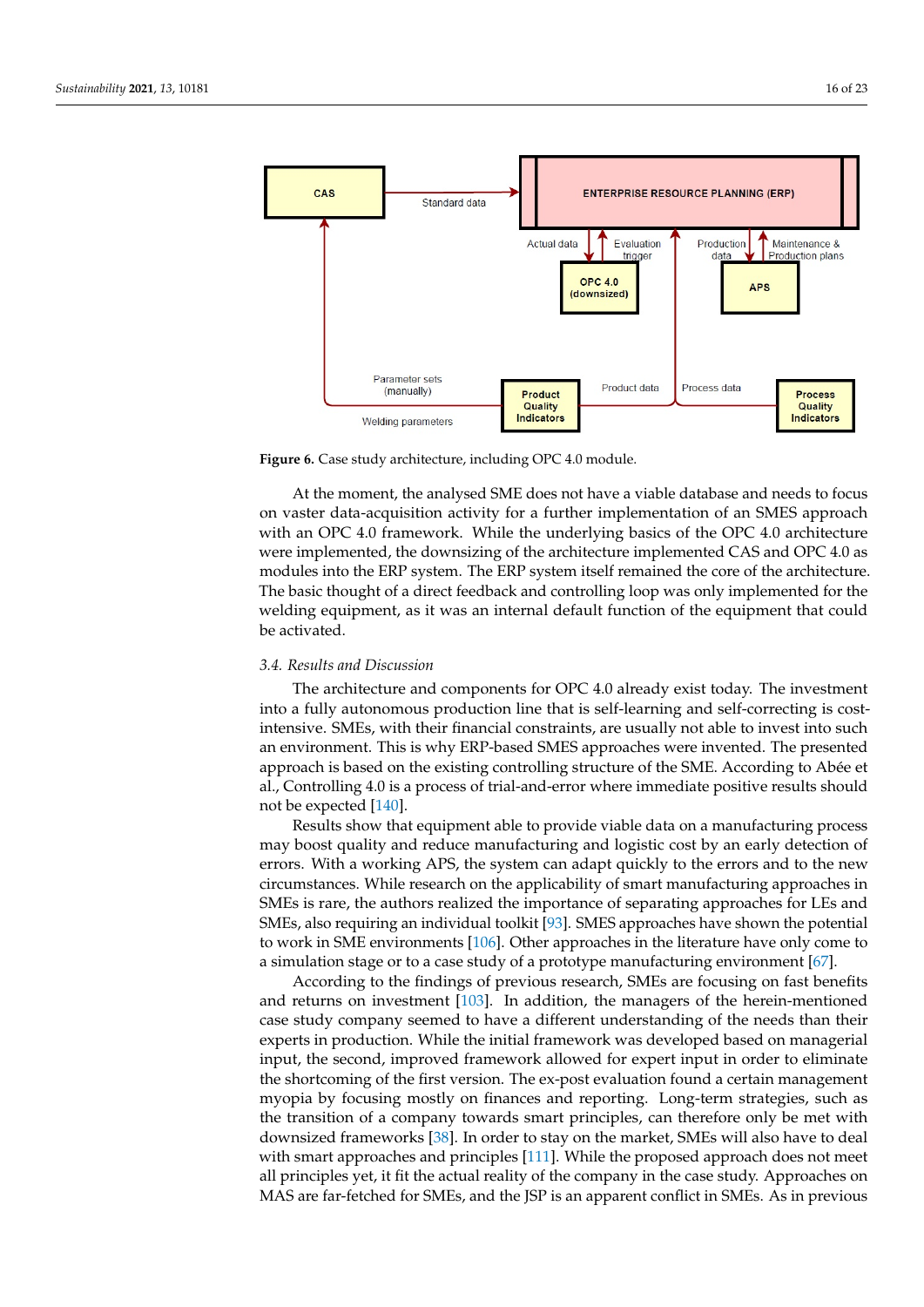CAS

Standard data

ENTERPRISE RESOURCE PLANNING (ERP)

Actual data

Evaluation trigger

Production data

Maintenance & Production plans

OPC 4.0 (downsized)

APS

Parameter sets (manually)

Welding parameters

Product Quality Indicators

Product data

Process data

Process Quality Indicators

**Figure 6.** Case study architecture, including OPC 4.0 module.

At the moment, the analysed SME does not have a viable database and needs to focus on vaster data-acquisition activity for a further implementation of an SMES approach with an OPC 4.0 framework. While the underlying basics of the OPC 4.0 architecture were implemented, the downsizing of the architecture implemented CAS and OPC 4.0 as modules into the ERP system. The ERP system itself remained the core of the architecture. The basic thought of a direct feedback and controlling loop was only implemented for the welding equipment, as it was an internal default function of the equipment that could be activated.

### *3.4. Results and Discussion*

The architecture and components for OPC 4.0 already exist today. The investment into a fully autonomous production line that is self-learning and self-correcting is cost-intensive. SMEs, with their financial constraints, are usually not able to invest into such an environment. This is why ERP-based SMES approaches were invented. The presented approach is based on the existing controlling structure of the SME. According to Abée et al., Controlling 4.0 is a process of trial-and-error where immediate positive results should not be expected [140].

Results show that equipment able to provide viable data on a manufacturing process may boost quality and reduce manufacturing and logistic cost by an early detection of errors. With a working APS, the system can adapt quickly to the errors and to the new circumstances. While research on the applicability of smart manufacturing approaches in SMEs is rare, the authors realized the importance of separating approaches for LEs and SMEs, also requiring an individual toolkit [93]. SMES approaches have shown the potential to work in SME environments [106]. Other approaches in the literature have only come to a simulation stage or to a case study of a prototype manufacturing environment [67].

According to the findings of previous research, SMEs are focusing on fast benefits and returns on investment [103]. In addition, the managers of the herein-mentioned case study company seemed to have a different understanding of the needs than their experts in production. While the initial framework was developed based on managerial input, the second, improved framework allowed for expert input in order to eliminate the shortcoming of the first version. The ex-post evaluation found a certain management myopia by focusing mostly on finances and reporting. Long-term strategies, such as the transition of a company towards smart principles, can therefore only be met with downsized frameworks [38]. In order to stay on the market, SMEs will also have to deal with smart approaches and principles [111]. While the proposed approach does not meet all principles yet, it fit the actual reality of the company in the case study. Approaches on MAS are far-fetched for SMEs, and the JSP is an apparent conflict in SMEs. As in previous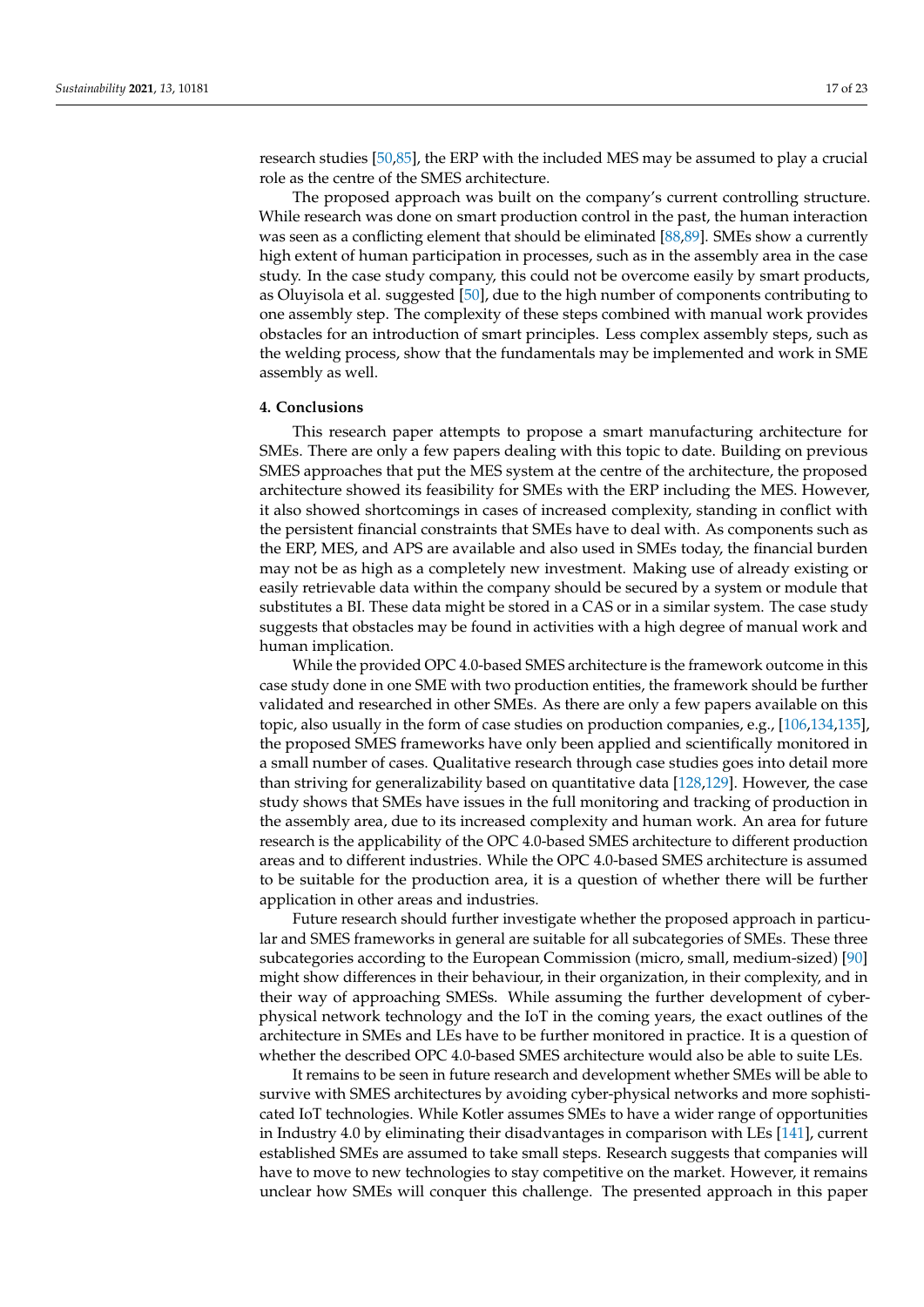research studies [50,85], the ERP with the included MES may be assumed to play a crucial role as the centre of the SMES architecture.

The proposed approach was built on the company's current controlling structure. While research was done on smart production control in the past, the human interaction was seen as a conflicting element that should be eliminated [88,89]. SMEs show a currently high extent of human participation in processes, such as in the assembly area in the case study. In the case study company, this could not be overcome easily by smart products, as Oluyisola et al. suggested [50], due to the high number of components contributing to one assembly step. The complexity of these steps combined with manual work provides obstacles for an introduction of smart principles. Less complex assembly steps, such as the welding process, show that the fundamentals may be implemented and work in SME assembly as well.

## 4. Conclusions

This research paper attempts to propose a smart manufacturing architecture for SMEs. There are only a few papers dealing with this topic to date. Building on previous SMES approaches that put the MES system at the centre of the architecture, the proposed architecture showed its feasibility for SMEs with the ERP including the MES. However, it also showed shortcomings in cases of increased complexity, standing in conflict with the persistent financial constraints that SMEs have to deal with. As components such as the ERP, MES, and APS are available and also used in SMEs today, the financial burden may not be as high as a completely new investment. Making use of already existing or easily retrievable data within the company should be secured by a system or module that substitutes a BI. These data might be stored in a CAS or in a similar system. The case study suggests that obstacles may be found in activities with a high degree of manual work and human implication.

While the provided OPC 4.0-based SMES architecture is the framework outcome in this case study done in one SME with two production entities, the framework should be further validated and researched in other SMEs. As there are only a few papers available on this topic, also usually in the form of case studies on production companies, e.g., [106,134,135], the proposed SMES frameworks have only been applied and scientifically monitored in a small number of cases. Qualitative research through case studies goes into detail more than striving for generalizability based on quantitative data [128,129]. However, the case study shows that SMEs have issues in the full monitoring and tracking of production in the assembly area, due to its increased complexity and human work. An area for future research is the applicability of the OPC 4.0-based SMES architecture to different production areas and to different industries. While the OPC 4.0-based SMES architecture is assumed to be suitable for the production area, it is a question of whether there will be further application in other areas and industries.

Future research should further investigate whether the proposed approach in particular and SMES frameworks in general are suitable for all subcategories of SMEs. These three subcategories according to the European Commission (micro, small, medium-sized) [90] might show differences in their behaviour, in their organization, in their complexity, and in their way of approaching SMESs. While assuming the further development of cyber-physical network technology and the IoT in the coming years, the exact outlines of the architecture in SMEs and LEs have to be further monitored in practice. It is a question of whether the described OPC 4.0-based SMES architecture would also be able to suite LEs.

It remains to be seen in future research and development whether SMEs will be able to survive with SMES architectures by avoiding cyber-physical networks and more sophisticated IoT technologies. While Kotler assumes SMEs to have a wider range of opportunities in Industry 4.0 by eliminating their disadvantages in comparison with LEs [141], current established SMEs are assumed to take small steps. Research suggests that companies will have to move to new technologies to stay competitive on the market. However, it remains unclear how SMEs will conquer this challenge. The presented approach in this paper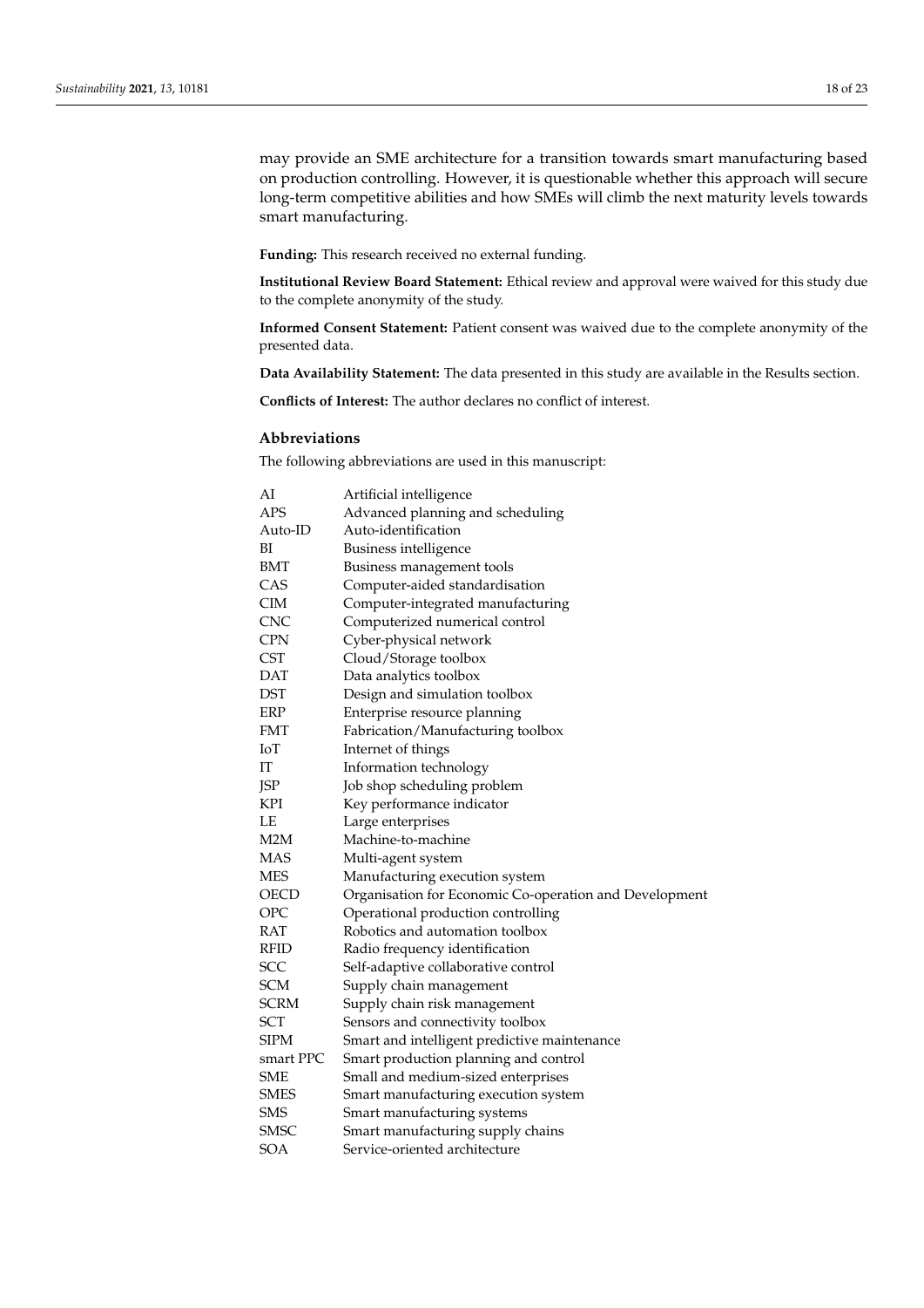may provide an SME architecture for a transition towards smart manufacturing based on production controlling. However, it is questionable whether this approach will secure long-term competitive abilities and how SMEs will climb the next maturity levels towards smart manufacturing.

**Funding:** This research received no external funding.

**Institutional Review Board Statement:** Ethical review and approval were waived for this study due to the complete anonymity of the study.

**Informed Consent Statement:** Patient consent was waived due to the complete anonymity of the presented data.

**Data Availability Statement:** The data presented in this study are available in the Results section.

**Conflicts of Interest:** The author declares no conflict of interest.

## Abbreviations

The following abbreviations are used in this manuscript:

| | |
|---|---|
| AI | Artificial intelligence |
| APS | Advanced planning and scheduling |
| Auto-ID | Auto-identification |
| BI | Business intelligence |
| BMT | Business management tools |
| CAS | Computer-aided standardisation |
| CIM | Computer-integrated manufacturing |
| CNC | Computerized numerical control |
| CPN | Cyber-physical network |
| CST | Cloud/Storage toolbox |
| DAT | Data analytics toolbox |
| DST | Design and simulation toolbox |
| ERP | Enterprise resource planning |
| FMT | Fabrication/Manufacturing toolbox |
| IoT | Internet of things |
| IT | Information technology |
| JSP | Job shop scheduling problem |
| KPI | Key performance indicator |
| LE | Large enterprises |
| M2M | Machine-to-machine |
| MAS | Multi-agent system |
| MES | Manufacturing execution system |
| OECD | Organisation for Economic Co-operation and Development |
| OPC | Operational production controlling |
| RAT | Robotics and automation toolbox |
| RFID | Radio frequency identification |
| SCC | Self-adaptive collaborative control |
| SCM | Supply chain management |
| SCRM | Supply chain risk management |
| SCT | Sensors and connectivity toolbox |
| SIPM | Smart and intelligent predictive maintenance |
| smart PPC | Smart production planning and control |
| SME | Small and medium-sized enterprises |
| SMES | Smart manufacturing execution system |
| SMS | Smart manufacturing systems |
| SMSC | Smart manufacturing supply chains |
| SOA | Service-oriented architecture |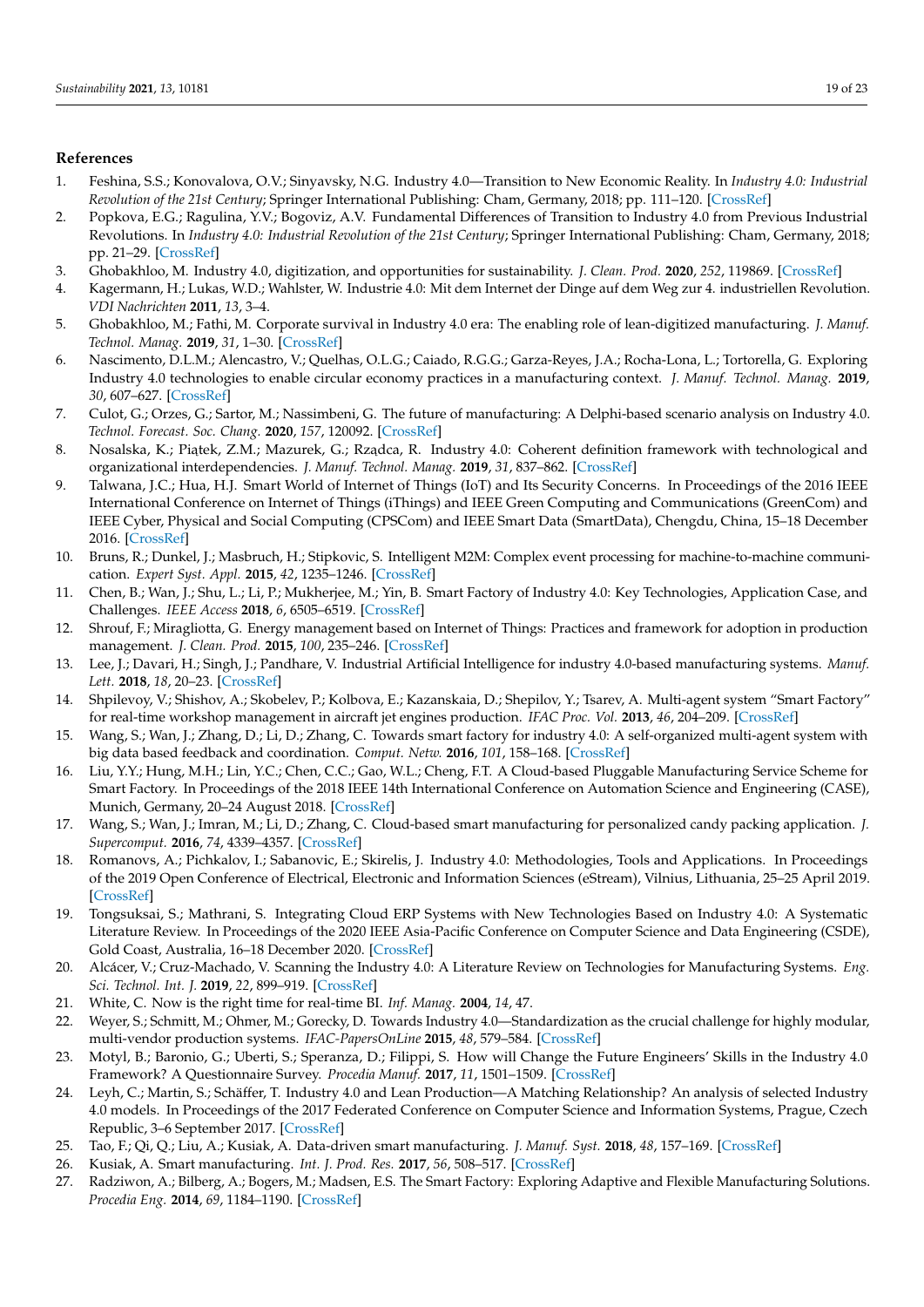## References

1. Feshina, S.S.; Konovalova, O.V.; Sinyavsky, N.G. Industry 4.0—Transition to New Economic Reality. In *Industry 4.0: Industrial Revolution of the 21st Century*; Springer International Publishing: Cham, Germany, 2018; pp. 111–120. [CrossRef]
2. Popkova, E.G.; Ragulina, Y.V.; Bogoviz, A.V. Fundamental Differences of Transition to Industry 4.0 from Previous Industrial Revolutions. In *Industry 4.0: Industrial Revolution of the 21st Century*; Springer International Publishing: Cham, Germany, 2018; pp. 21–29. [CrossRef]
3. Ghobakhloo, M. Industry 4.0, digitization, and opportunities for sustainability. *J. Clean. Prod.* **2020**, *252*, 119869. [CrossRef]
4. Kagermann, H.; Lukas, W.D.; Wahlster, W. Industrie 4.0: Mit dem Internet der Dinge auf dem Weg zur 4. industriellen Revolution. *VDI Nachrichten* **2011**, *13*, 3–4.
5. Ghobakhloo, M.; Fathi, M. Corporate survival in Industry 4.0 era: The enabling role of lean-digitized manufacturing. *J. Manuf. Technol. Manag.* **2019**, *31*, 1–30. [CrossRef]
6. Nascimento, D.L.M.; Alencastro, V.; Quelhas, O.L.G.; Caiado, R.G.G.; Garza-Reyes, J.A.; Rocha-Lona, L.; Tortorella, G. Exploring Industry 4.0 technologies to enable circular economy practices in a manufacturing context. *J. Manuf. Technol. Manag.* **2019**, *30*, 607–627. [CrossRef]
7. Culot, G.; Orzes, G.; Sartor, M.; Nassimbeni, G. The future of manufacturing: A Delphi-based scenario analysis on Industry 4.0. *Technol. Forecast. Soc. Chang.* **2020**, *157*, 120092. [CrossRef]
8. Nosalska, K.; Piątek, Z.M.; Mazurek, G.; Rządca, R. Industry 4.0: Coherent definition framework with technological and organizational interdependencies. *J. Manuf. Technol. Manag.* **2019**, *31*, 837–862. [CrossRef]
9. Talwana, J.C.; Hua, H.J. Smart World of Internet of Things (IoT) and Its Security Concerns. In Proceedings of the 2016 IEEE International Conference on Internet of Things (iThings) and IEEE Green Computing and Communications (GreenCom) and IEEE Cyber, Physical and Social Computing (CPSCom) and IEEE Smart Data (SmartData), Chengdu, China, 15–18 December 2016. [CrossRef]
10. Bruns, R.; Dunkel, J.; Masbruch, H.; Stipkovic, S. Intelligent M2M: Complex event processing for machine-to-machine communication. *Expert Syst. Appl.* **2015**, *42*, 1235–1246. [CrossRef]
11. Chen, B.; Wan, J.; Shu, L.; Li, P.; Mukherjee, M.; Yin, B. Smart Factory of Industry 4.0: Key Technologies, Application Case, and Challenges. *IEEE Access* **2018**, *6*, 6505–6519. [CrossRef]
12. Shrouf, F.; Miragliotta, G. Energy management based on Internet of Things: Practices and framework for adoption in production management. *J. Clean. Prod.* **2015**, *100*, 235–246. [CrossRef]
13. Lee, J.; Davari, H.; Singh, J.; Pandhare, V. Industrial Artificial Intelligence for industry 4.0-based manufacturing systems. *Manuf. Lett.* **2018**, *18*, 20–23. [CrossRef]
14. Shpilevoy, V.; Shishov, A.; Skobelev, P.; Kolbova, E.; Kazanskaia, D.; Shepilov, Y.; Tsarev, A. Multi-agent system "Smart Factory" for real-time workshop management in aircraft jet engines production. *IFAC Proc. Vol.* **2013**, *46*, 204–209. [CrossRef]
15. Wang, S.; Wan, J.; Zhang, D.; Li, D.; Zhang, C. Towards smart factory for industry 4.0: A self-organized multi-agent system with big data based feedback and coordination. *Comput. Netw.* **2016**, *101*, 158–168. [CrossRef]
16. Liu, Y.Y.; Hung, M.H.; Lin, Y.C.; Chen, C.C.; Gao, W.L.; Cheng, F.T. A Cloud-based Pluggable Manufacturing Service Scheme for Smart Factory. In Proceedings of the 2018 IEEE 14th International Conference on Automation Science and Engineering (CASE), Munich, Germany, 20–24 August 2018. [CrossRef]
17. Wang, S.; Wan, J.; Imran, M.; Li, D.; Zhang, C. Cloud-based smart manufacturing for personalized candy packing application. *J. Supercomput.* **2016**, *74*, 4339–4357. [CrossRef]
18. Romanovs, A.; Pichkalov, I.; Sabanovic, E.; Skirelis, J. Industry 4.0: Methodologies, Tools and Applications. In Proceedings of the 2019 Open Conference of Electrical, Electronic and Information Sciences (eStream), Vilnius, Lithuania, 25–25 April 2019. [CrossRef]
19. Tongsuksai, S.; Mathrani, S. Integrating Cloud ERP Systems with New Technologies Based on Industry 4.0: A Systematic Literature Review. In Proceedings of the 2020 IEEE Asia-Pacific Conference on Computer Science and Data Engineering (CSDE), Gold Coast, Australia, 16–18 December 2020. [CrossRef]
20. Alcácer, V.; Cruz-Machado, V. Scanning the Industry 4.0: A Literature Review on Technologies for Manufacturing Systems. *Eng. Sci. Technol. Int. J.* **2019**, *22*, 899–919. [CrossRef]
21. White, C. Now is the right time for real-time BI. *Inf. Manag.* **2004**, *14*, 47.
22. Weyer, S.; Schmitt, M.; Ohmer, M.; Gorecky, D. Towards Industry 4.0—Standardization as the crucial challenge for highly modular, multi-vendor production systems. *IFAC-PapersOnLine* **2015**, *48*, 579–584. [CrossRef]
23. Motyl, B.; Baronio, G.; Uberti, S.; Speranza, D.; Filippi, S. How will Change the Future Engineers' Skills in the Industry 4.0 Framework? A Questionnaire Survey. *Procedia Manuf.* **2017**, *11*, 1501–1509. [CrossRef]
24. Leyh, C.; Martin, S.; Schäffer, T. Industry 4.0 and Lean Production—A Matching Relationship? An analysis of selected Industry 4.0 models. In Proceedings of the 2017 Federated Conference on Computer Science and Information Systems, Prague, Czech Republic, 3–6 September 2017. [CrossRef]
25. Tao, F.; Qi, Q.; Liu, A.; Kusiak, A. Data-driven smart manufacturing. *J. Manuf. Syst.* **2018**, *48*, 157–169. [CrossRef]
26. Kusiak, A. Smart manufacturing. *Int. J. Prod. Res.* **2017**, *56*, 508–517. [CrossRef]
27. Radziwon, A.; Bilberg, A.; Bogers, M.; Madsen, E.S. The Smart Factory: Exploring Adaptive and Flexible Manufacturing Solutions. *Procedia Eng.* **2014**, *69*, 1184–1190. [CrossRef]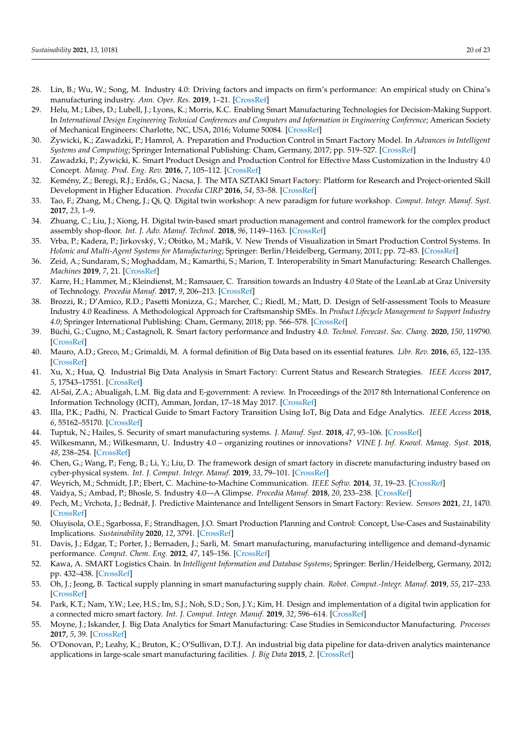28. Lin, B.; Wu, W.; Song, M. Industry 4.0: Driving factors and impacts on firm's performance: An empirical study on China's manufacturing industry. *Ann. Oper. Res.* **2019**, 1–21. [CrossRef]
29. Helu, M.; Libes, D.; Lubell, J.; Lyons, K.; Morris, K.C. Enabling Smart Manufacturing Technologies for Decision-Making Support. In *International Design Engineering Technical Conferences and Computers and Information in Engineering Conference*; American Society of Mechanical Engineers: Charlotte, NC, USA, 2016; Volume 50084. [CrossRef]
30. Żywicki, K.; Zawadzki, P.; Hamrol, A. Preparation and Production Control in Smart Factory Model. In *Advances in Intelligent Systems and Computing*; Springer International Publishing: Cham, Germany, 2017; pp. 519–527. [CrossRef]
31. Zawadzki, P.; Żywicki, K. Smart Product Design and Production Control for Effective Mass Customization in the Industry 4.0 Concept. *Manag. Prod. Eng. Rev.* **2016**, *7*, 105–112. [CrossRef]
32. Kemény, Z.; Beregi, R.J.; Erdős, G.; Nacsa, J. The MTA SZTAKI Smart Factory: Platform for Research and Project-oriented Skill Development in Higher Education. *Procedia CIRP* **2016**, *54*, 53–58. [CrossRef]
33. Tao, F.; Zhang, M.; Cheng, J.; Qi, Q. Digital twin workshop: A new paradigm for future workshop. *Comput. Integr. Manuf. Syst.* **2017**, *23*, 1–9.
34. Zhuang, C.; Liu, J.; Xiong, H. Digital twin-based smart production management and control framework for the complex product assembly shop-floor. *Int. J. Adv. Manuf. Technol.* **2018**, *96*, 1149–1163. [CrossRef]
35. Vrba, P.; Kadera, P.; Jirkovský, V.; Obitko, M.; Mařík, V. New Trends of Visualization in Smart Production Control Systems. In *Holonic and Multi-Agent Systems for Manufacturing*; Springer: Berlin/Heidelberg, Germany, 2011; pp. 72–83. [CrossRef]
36. Zeid, A.; Sundaram, S.; Moghaddam, M.; Kamarthi, S.; Marion, T. Interoperability in Smart Manufacturing: Research Challenges. *Machines* **2019**, *7*, 21. [CrossRef]
37. Karre, H.; Hammer, M.; Kleindienst, M.; Ramsauer, C. Transition towards an Industry 4.0 State of the LeanLab at Graz University of Technology. *Procedia Manuf.* **2017**, *9*, 206–213. [CrossRef]
38. Brozzi, R.; D'Amico, R.D.; Pasetti Monizza, G.; Marcher, C.; Riedl, M.; Matt, D. Design of Self-assessment Tools to Measure Industry 4.0 Readiness. A Methodological Approach for Craftsmanship SMEs. In *Product Lifecycle Management to Support Industry 4.0*; Springer International Publishing: Cham, Germany, 2018; pp. 566–578. [CrossRef]
39. Büchi, G.; Cugno, M.; Castagnoli, R. Smart factory performance and Industry 4.0. *Technol. Forecast. Soc. Chang.* **2020**, *150*, 119790. [CrossRef]
40. Mauro, A.D.; Greco, M.; Grimaldi, M. A formal definition of Big Data based on its essential features. *Libr. Rev.* **2016**, *65*, 122–135. [CrossRef]
41. Xu, X.; Hua, Q. Industrial Big Data Analysis in Smart Factory: Current Status and Research Strategies. *IEEE Access* **2017**, *5*, 17543–17551. [CrossRef]
42. Al-Sai, Z.A.; Abualigah, L.M. Big data and E-government: A review. In Proceedings of the 2017 8th International Conference on Information Technology (ICIT), Amman, Jordan, 17–18 May 2017. [CrossRef]
43. Illa, P.K.; Padhi, N. Practical Guide to Smart Factory Transition Using IoT, Big Data and Edge Analytics. *IEEE Access* **2018**, *6*, 55162–55170. [CrossRef]
44. Tuptuk, N.; Hailes, S. Security of smart manufacturing systems. *J. Manuf. Syst.* **2018**, *47*, 93–106. [CrossRef]
45. Wilkesmann, M.; Wilkesmann, U. Industry 4.0 – organizing routines or innovations? *VINE J. Inf. Knowl. Manag. Syst.* **2018**, *48*, 238–254. [CrossRef]
46. Chen, G.; Wang, P.; Feng, B.; Li, Y.; Liu, D. The framework design of smart factory in discrete manufacturing industry based on cyber-physical system. *Int. J. Comput. Integr. Manuf.* **2019**, *33*, 79–101. [CrossRef]
47. Weyrich, M.; Schmidt, J.P.; Ebert, C. Machine-to-Machine Communication. *IEEE Softw.* **2014**, *31*, 19–23. [CrossRef]
48. Vaidya, S.; Ambad, P.; Bhosle, S. Industry 4.0—A Glimpse. *Procedia Manuf.* **2018**, *20*, 233–238. [CrossRef]
49. Pech, M.; Vrchota, J.; Bednář, J. Predictive Maintenance and Intelligent Sensors in Smart Factory: Review. *Sensors* **2021**, *21*, 1470. [CrossRef]
50. Oluyisola, O.E.; Sgarbossa, F.; Strandhagen, J.O. Smart Production Planning and Control: Concept, Use-Cases and Sustainability Implications. *Sustainability* **2020**, *12*, 3791. [CrossRef]
51. Davis, J.; Edgar, T.; Porter, J.; Bernaden, J.; Sarli, M. Smart manufacturing, manufacturing intelligence and demand-dynamic performance. *Comput. Chem. Eng.* **2012**, *47*, 145–156. [CrossRef]
52. Kawa, A. SMART Logistics Chain. In *Intelligent Information and Database Systems*; Springer: Berlin/Heidelberg, Germany, 2012; pp. 432–438. [CrossRef]
53. Oh, J.; Jeong, B. Tactical supply planning in smart manufacturing supply chain. *Robot. Comput.-Integr. Manuf.* **2019**, *55*, 217–233. [CrossRef]
54. Park, K.T.; Nam, Y.W.; Lee, H.S.; Im, S.J.; Noh, S.D.; Son, J.Y.; Kim, H. Design and implementation of a digital twin application for a connected micro smart factory. *Int. J. Comput. Integr. Manuf.* **2019**, *32*, 596–614. [CrossRef]
55. Moyne, J.; Iskander, J. Big Data Analytics for Smart Manufacturing: Case Studies in Semiconductor Manufacturing. *Processes* **2017**, *5*, 39. [CrossRef]
56. O'Donovan, P.; Leahy, K.; Bruton, K.; O'Sullivan, D.T.J. An industrial big data pipeline for data-driven analytics maintenance applications in large-scale smart manufacturing facilities. *J. Big Data* **2015**, *2*. [CrossRef]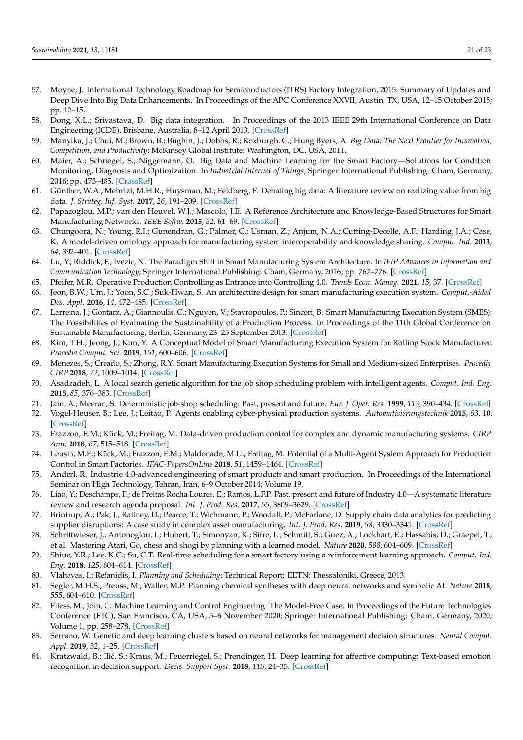57. Moyne, J. International Technology Roadmap for Semiconductors (ITRS) Factory Integration, 2015: Summary of Updates and Deep Dive Into Big Data Enhancements. In Proceedings of the APC Conference XXVII, Austin, TX, USA, 12–15 October 2015; pp. 12–15.
58. Dong, X.L.; Srivastava, D. Big data integration. In Proceedings of the 2013 IEEE 29th International Conference on Data Engineering (ICDE), Brisbane, Australia, 8–12 April 2013. [CrossRef]
59. Manyika, J.; Chui, M.; Brown, B.; Bughin, J.; Dobbs, R.; Roxburgh, C.; Hung Byers, A. *Big Data: The Next Frontier for Innovation, Competition, and Productivity*; McKinsey Global Institute: Washington, DC, USA, 2011.
60. Maier, A.; Schriegel, S.; Niggemann, O. Big Data and Machine Learning for the Smart Factory—Solutions for Condition Monitoring, Diagnosis and Optimization. In *Industrial Internet of Things*; Springer International Publishing: Cham, Germany, 2016; pp. 473–485. [CrossRef]
61. Günther, W.A.; Mehrizi, M.H.R.; Huysman, M.; Feldberg, F. Debating big data: A literature review on realizing value from big data. *J. Strateg. Inf. Syst.* **2017**, *26*, 191–209. [CrossRef]
62. Papazoglou, M.P.; van den Heuvel, W.J.; Mascolo, J.E. A Reference Architecture and Knowledge-Based Structures for Smart Manufacturing Networks. *IEEE Softw.* **2015**, *32*, 61–69. [CrossRef]
63. Chungoora, N.; Young, R.I.; Gunendran, G.; Palmer, C.; Usman, Z.; Anjum, N.A.; Cutting-Decelle, A.F.; Harding, J.A.; Case, K. A model-driven ontology approach for manufacturing system interoperability and knowledge sharing. *Comput. Ind.* **2013**, *64*, 392–401. [CrossRef]
64. Lu, Y.; Riddick, F.; Ivezic, N. The Paradigm Shift in Smart Manufacturing System Architecture. In *IFIP Advances in Information and Communication Technology*; Springer International Publishing: Cham, Germany, 2016; pp. 767–776. [CrossRef]
65. Pfeifer, M.R. Operative Production Controlling as Entrance into Controlling 4.0. *Trends Econ. Manag.* **2021**, *15*, 37. [CrossRef]
66. Jeon, B.W.; Um, J.; Yoon, S.C.; Suk-Hwan, S. An architecture design for smart manufacturing execution system. *Comput.-Aided Des. Appl.* **2016**, *14*, 472–485. [CrossRef]
67. Larreina, J.; Gontarz, A.; Giannoulis, C.; Nguyen, V.; Stavropoulos, P.; Sinceri, B. Smart Manufacturing Execution System (SMES): The Possibilities of Evaluating the Sustainability of a Production Process. In Proceedings of the 11th Global Conference on Sustainable Manufacturing, Berlin, Germany, 23–25 September 2013. [CrossRef]
68. Kim, T.H.; Jeong, J.; Kim, Y. A Conceptual Model of Smart Manufacturing Execution System for Rolling Stock Manufacturer. *Procedia Comput. Sci.* **2019**, *151*, 600–606. [CrossRef]
69. Menezes, S.; Creado, S.; Zhong, R.Y. Smart Manufacturing Execution Systems for Small and Medium-sized Enterprises. *Procedia CIRP* **2018**, *72*, 1009–1014. [CrossRef]
70. Asadzadeh, L. A local search genetic algorithm for the job shop scheduling problem with intelligent agents. *Comput. Ind. Eng.* **2015**, *85*, 376–383. [CrossRef]
71. Jain, A.; Meeran, S. Deterministic job-shop scheduling: Past, present and future. *Eur. J. Oper. Res.* **1999**, *113*, 390–434. [CrossRef]
72. Vogel-Heuser, B.; Lee, J.; Leitão, P. Agents enabling cyber-physical production systems. *Automatisierungstechnik* **2015**, *63*, 10. [CrossRef]
73. Frazzon, E.M.; Kück, M.; Freitag, M. Data-driven production control for complex and dynamic manufacturing systems. *CIRP Ann.* **2018**, *67*, 515–518. [CrossRef]
74. Leusin, M.E.; Kück, M.; Frazzon, E.M.; Maldonado, M.U.; Freitag, M. Potential of a Multi-Agent System Approach for Production Control in Smart Factories. *IFAC-PapersOnLine* **2018**, *51*, 1459–1464. [CrossRef]
75. Anderl, R. Industrie 4.0-advanced engineering of smart products and smart production. In Proceedings of the International Seminar on High Technology, Tehran, Iran, 6–9 October 2014; Volume 19.
76. Liao, Y.; Deschamps, F.; de Freitas Rocha Loures, E.; Ramos, L.F.P. Past, present and future of Industry 4.0—A systematic literature review and research agenda proposal. *Int. J. Prod. Res.* **2017**, *55*, 3609–3629. [CrossRef]
77. Brintrup, A.; Pak, J.; Ratiney, D.; Pearce, T.; Wichmann, P.; Woodall, P.; McFarlane, D. Supply chain data analytics for predicting supplier disruptions: A case study in complex asset manufacturing. *Int. J. Prod. Res.* **2019**, *58*, 3330–3341. [CrossRef]
78. Schrittwieser, J.; Antonoglou, I.; Hubert, T.; Simonyan, K.; Sifre, L.; Schmitt, S.; Guez, A.; Lockhart, E.; Hassabis, D.; Graepel, T.; et al. Mastering Atari, Go, chess and shogi by planning with a learned model. *Nature* **2020**, *588*, 604–609. [CrossRef]
79. Shiue, Y.R.; Lee, K.C.; Su, C.T. Real-time scheduling for a smart factory using a reinforcement learning approach. *Comput. Ind. Eng.* **2018**, *125*, 604–614. [CrossRef]
80. Vlahavas, I.; Refanidis, I. *Planning and Scheduling*; Technical Report; EETN: Thessaloniki, Greece, 2013.
81. Segler, M.H.S.; Preuss, M.; Waller, M.P. Planning chemical syntheses with deep neural networks and symbolic AI. *Nature* **2018**, *555*, 604–610. [CrossRef]
82. Fliess, M.; Join, C. Machine Learning and Control Engineering: The Model-Free Case. In Proceedings of the Future Technologies Conference (FTC), San Francisco, CA, USA, 5–6 November 2020; Springer International Publishing: Cham, Germany, 2020; Volume 1, pp. 258–278. [CrossRef]
83. Serrano, W. Genetic and deep learning clusters based on neural networks for management decision structures. *Neural Comput. Appl.* **2019**, *32*, 1–25. [CrossRef]
84. Kratzwald, B.; Ilić, S.; Kraus, M.; Feuerriegel, S.; Prendinger, H. Deep learning for affective computing: Text-based emotion recognition in decision support. *Decis. Support Syst.* **2018**, *115*, 24–35. [CrossRef]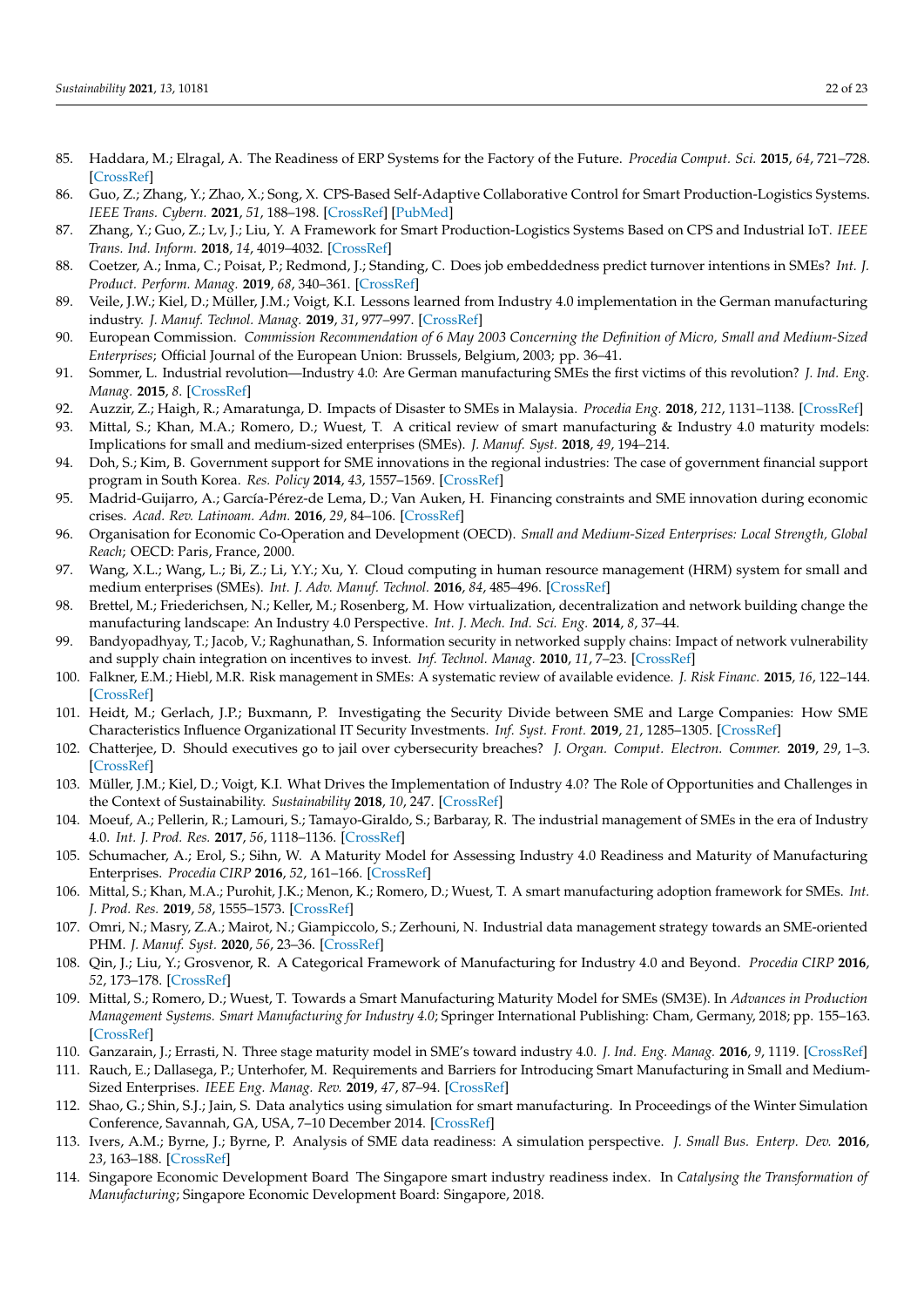85. Haddara, M.; Elragal, A. The Readiness of ERP Systems for the Factory of the Future. *Procedia Comput. Sci.* **2015**, *64*, 721–728. [CrossRef]
86. Guo, Z.; Zhang, Y.; Zhao, X.; Song, X. CPS-Based Self-Adaptive Collaborative Control for Smart Production-Logistics Systems. *IEEE Trans. Cybern.* **2021**, *51*, 188–198. [CrossRef] [PubMed]
87. Zhang, Y.; Guo, Z.; Lv, J.; Liu, Y. A Framework for Smart Production-Logistics Systems Based on CPS and Industrial IoT. *IEEE Trans. Ind. Inform.* **2018**, *14*, 4019–4032. [CrossRef]
88. Coetzer, A.; Inma, C.; Poisat, P.; Redmond, J.; Standing, C. Does job embeddedness predict turnover intentions in SMEs? *Int. J. Product. Perform. Manag.* **2019**, *68*, 340–361. [CrossRef]
89. Veile, J.W.; Kiel, D.; Müller, J.M.; Voigt, K.I. Lessons learned from Industry 4.0 implementation in the German manufacturing industry. *J. Manuf. Technol. Manag.* **2019**, *31*, 977–997. [CrossRef]
90. European Commission. *Commission Recommendation of 6 May 2003 Concerning the Definition of Micro, Small and Medium-Sized Enterprises*; Official Journal of the European Union: Brussels, Belgium, 2003; pp. 36–41.
91. Sommer, L. Industrial revolution—Industry 4.0: Are German manufacturing SMEs the first victims of this revolution? *J. Ind. Eng. Manag.* **2015**, *8*. [CrossRef]
92. Auzzir, Z.; Haigh, R.; Amaratunga, D. Impacts of Disaster to SMEs in Malaysia. *Procedia Eng.* **2018**, *212*, 1131–1138. [CrossRef]
93. Mittal, S.; Khan, M.A.; Romero, D.; Wuest, T. A critical review of smart manufacturing & Industry 4.0 maturity models: Implications for small and medium-sized enterprises (SMEs). *J. Manuf. Syst.* **2018**, *49*, 194–214.
94. Doh, S.; Kim, B. Government support for SME innovations in the regional industries: The case of government financial support program in South Korea. *Res. Policy* **2014**, *43*, 1557–1569. [CrossRef]
95. Madrid-Guijarro, A.; García-Pérez-de Lema, D.; Van Auken, H. Financing constraints and SME innovation during economic crises. *Acad. Rev. Latinoam. Adm.* **2016**, *29*, 84–106. [CrossRef]
96. Organisation for Economic Co-Operation and Development (OECD). *Small and Medium-Sized Enterprises: Local Strength, Global Reach*; OECD: Paris, France, 2000.
97. Wang, X.L.; Wang, L.; Bi, Z.; Li, Y.Y.; Xu, Y. Cloud computing in human resource management (HRM) system for small and medium enterprises (SMEs). *Int. J. Adv. Manuf. Technol.* **2016**, *84*, 485–496. [CrossRef]
98. Brettel, M.; Friederichsen, N.; Keller, M.; Rosenberg, M. How virtualization, decentralization and network building change the manufacturing landscape: An Industry 4.0 Perspective. *Int. J. Mech. Ind. Sci. Eng.* **2014**, *8*, 37–44.
99. Bandyopadhyay, T.; Jacob, V.; Raghunathan, S. Information security in networked supply chains: Impact of network vulnerability and supply chain integration on incentives to invest. *Inf. Technol. Manag.* **2010**, *11*, 7–23. [CrossRef]
100. Falkner, E.M.; Hiebl, M.R. Risk management in SMEs: A systematic review of available evidence. *J. Risk Financ.* **2015**, *16*, 122–144. [CrossRef]
101. Heidt, M.; Gerlach, J.P.; Buxmann, P. Investigating the Security Divide between SME and Large Companies: How SME Characteristics Influence Organizational IT Security Investments. *Inf. Syst. Front.* **2019**, *21*, 1285–1305. [CrossRef]
102. Chatterjee, D. Should executives go to jail over cybersecurity breaches? *J. Organ. Comput. Electron. Commer.* **2019**, *29*, 1–3. [CrossRef]
103. Müller, J.M.; Kiel, D.; Voigt, K.I. What Drives the Implementation of Industry 4.0? The Role of Opportunities and Challenges in the Context of Sustainability. *Sustainability* **2018**, *10*, 247. [CrossRef]
104. Moeuf, A.; Pellerin, R.; Lamouri, S.; Tamayo-Giraldo, S.; Barbaray, R. The industrial management of SMEs in the era of Industry 4.0. *Int. J. Prod. Res.* **2017**, *56*, 1118–1136. [CrossRef]
105. Schumacher, A.; Erol, S.; Sihn, W. A Maturity Model for Assessing Industry 4.0 Readiness and Maturity of Manufacturing Enterprises. *Procedia CIRP* **2016**, *52*, 161–166. [CrossRef]
106. Mittal, S.; Khan, M.A.; Purohit, J.K.; Menon, K.; Romero, D.; Wuest, T. A smart manufacturing adoption framework for SMEs. *Int. J. Prod. Res.* **2019**, *58*, 1555–1573. [CrossRef]
107. Omri, N.; Masry, Z.A.; Mairot, N.; Giampiccolo, S.; Zerhouni, N. Industrial data management strategy towards an SME-oriented PHM. *J. Manuf. Syst.* **2020**, *56*, 23–36. [CrossRef]
108. Qin, J.; Liu, Y.; Grosvenor, R. A Categorical Framework of Manufacturing for Industry 4.0 and Beyond. *Procedia CIRP* **2016**, *52*, 173–178. [CrossRef]
109. Mittal, S.; Romero, D.; Wuest, T. Towards a Smart Manufacturing Maturity Model for SMEs (SM3E). In *Advances in Production Management Systems. Smart Manufacturing for Industry 4.0*; Springer International Publishing: Cham, Germany, 2018; pp. 155–163. [CrossRef]
110. Ganzarain, J.; Errasti, N. Three stage maturity model in SME's toward industry 4.0. *J. Ind. Eng. Manag.* **2016**, *9*, 1119. [CrossRef]
111. Rauch, E.; Dallasega, P.; Unterhofer, M. Requirements and Barriers for Introducing Smart Manufacturing in Small and Medium-Sized Enterprises. *IEEE Eng. Manag. Rev.* **2019**, *47*, 87–94. [CrossRef]
112. Shao, G.; Shin, S.J.; Jain, S. Data analytics using simulation for smart manufacturing. In Proceedings of the Winter Simulation Conference, Savannah, GA, USA, 7–10 December 2014. [CrossRef]
113. Ivers, A.M.; Byrne, J.; Byrne, P. Analysis of SME data readiness: A simulation perspective. *J. Small Bus. Enterp. Dev.* **2016**, *23*, 163–188. [CrossRef]
114. Singapore Economic Development Board The Singapore smart industry readiness index. In *Catalysing the Transformation of Manufacturing*; Singapore Economic Development Board: Singapore, 2018.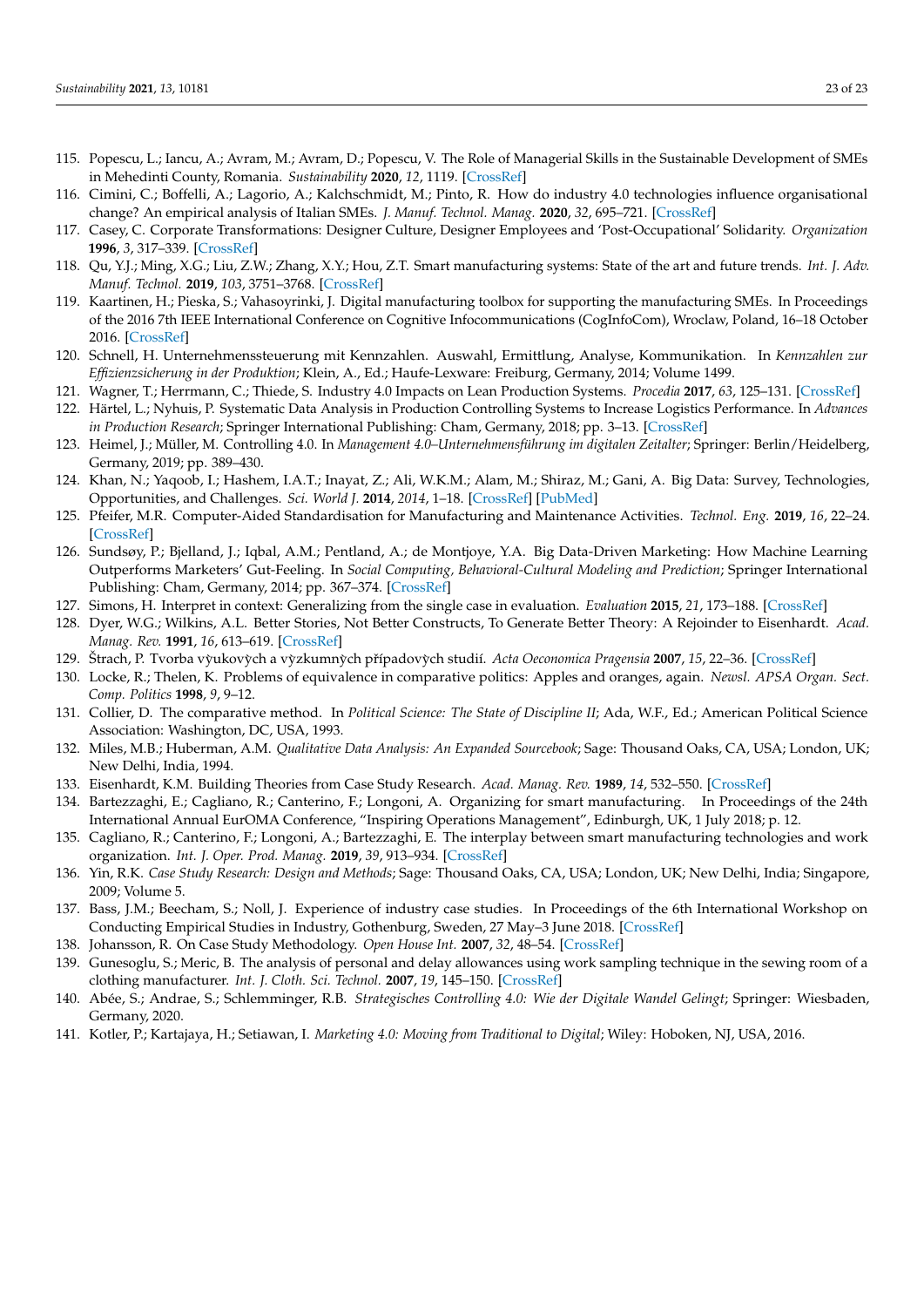115. Popescu, L.; Iancu, A.; Avram, M.; Avram, D.; Popescu, V. The Role of Managerial Skills in the Sustainable Development of SMEs in Mehedinti County, Romania. *Sustainability* **2020**, *12*, 1119. [CrossRef]
116. Cimini, C.; Boffelli, A.; Lagorio, A.; Kalchschmidt, M.; Pinto, R. How do industry 4.0 technologies influence organisational change? An empirical analysis of Italian SMEs. *J. Manuf. Technol. Manag.* **2020**, *32*, 695–721. [CrossRef]
117. Casey, C. Corporate Transformations: Designer Culture, Designer Employees and 'Post-Occupational' Solidarity. *Organization* **1996**, *3*, 317–339. [CrossRef]
118. Qu, Y.J.; Ming, X.G.; Liu, Z.W.; Zhang, X.Y.; Hou, Z.T. Smart manufacturing systems: State of the art and future trends. *Int. J. Adv. Manuf. Technol.* **2019**, *103*, 3751–3768. [CrossRef]
119. Kaartinen, H.; Pieska, S.; Vahasoyrinki, J. Digital manufacturing toolbox for supporting the manufacturing SMEs. In Proceedings of the 2016 7th IEEE International Conference on Cognitive Infocommunications (CogInfoCom), Wroclaw, Poland, 16–18 October 2016. [CrossRef]
120. Schnell, H. Unternehmenssteuerung mit Kennzahlen. Auswahl, Ermittlung, Analyse, Kommunikation. In *Kennzahlen zur Effizienzsicherung in der Produktion*; Klein, A., Ed.; Haufe-Lexware: Freiburg, Germany, 2014; Volume 1499.
121. Wagner, T.; Herrmann, C.; Thiede, S. Industry 4.0 Impacts on Lean Production Systems. *Procedia* **2017**, *63*, 125–131. [CrossRef]
122. Härtel, L.; Nyhuis, P. Systematic Data Analysis in Production Controlling Systems to Increase Logistics Performance. In *Advances in Production Research*; Springer International Publishing: Cham, Germany, 2018; pp. 3–13. [CrossRef]
123. Heimel, J.; Müller, M. Controlling 4.0. In *Management 4.0–Unternehmensführung im digitalen Zeitalter*; Springer: Berlin/Heidelberg, Germany, 2019; pp. 389–430.
124. Khan, N.; Yaqoob, I.; Hashem, I.A.T.; Inayat, Z.; Ali, W.K.M.; Alam, M.; Shiraz, M.; Gani, A. Big Data: Survey, Technologies, Opportunities, and Challenges. *Sci. World J.* **2014**, *2014*, 1–18. [CrossRef] [PubMed]
125. Pfeifer, M.R. Computer-Aided Standardisation for Manufacturing and Maintenance Activities. *Technol. Eng.* **2019**, *16*, 22–24. [CrossRef]
126. Sundsøy, P.; Bjelland, J.; Iqbal, A.M.; Pentland, A.; de Montjoye, Y.A. Big Data-Driven Marketing: How Machine Learning Outperforms Marketers' Gut-Feeling. In *Social Computing, Behavioral-Cultural Modeling and Prediction*; Springer International Publishing: Cham, Germany, 2014; pp. 367–374. [CrossRef]
127. Simons, H. Interpret in context: Generalizing from the single case in evaluation. *Evaluation* **2015**, *21*, 173–188. [CrossRef]
128. Dyer, W.G.; Wilkins, A.L. Better Stories, Not Better Constructs, To Generate Better Theory: A Rejoinder to Eisenhardt. *Acad. Manag. Rev.* **1991**, *16*, 613–619. [CrossRef]
129. Štrach, P. Tvorba výukových a výzkumných případových studií. *Acta Oeconomica Pragensia* **2007**, *15*, 22–36. [CrossRef]
130. Locke, R.; Thelen, K. Problems of equivalence in comparative politics: Apples and oranges, again. *Newsl. APSA Organ. Sect. Comp. Politics* **1998**, *9*, 9–12.
131. Collier, D. The comparative method. In *Political Science: The State of Discipline II*; Ada, W.F., Ed.; American Political Science Association: Washington, DC, USA, 1993.
132. Miles, M.B.; Huberman, A.M. *Qualitative Data Analysis: An Expanded Sourcebook*; Sage: Thousand Oaks, CA, USA; London, UK; New Delhi, India, 1994.
133. Eisenhardt, K.M. Building Theories from Case Study Research. *Acad. Manag. Rev.* **1989**, *14*, 532–550. [CrossRef]
134. Bartezzaghi, E.; Cagliano, R.; Canterino, F.; Longoni, A. Organizing for smart manufacturing. In Proceedings of the 24th International Annual EurOMA Conference, "Inspiring Operations Management", Edinburgh, UK, 1 July 2018; p. 12.
135. Cagliano, R.; Canterino, F.; Longoni, A.; Bartezzaghi, E. The interplay between smart manufacturing technologies and work organization. *Int. J. Oper. Prod. Manag.* **2019**, *39*, 913–934. [CrossRef]
136. Yin, R.K. *Case Study Research: Design and Methods*; Sage: Thousand Oaks, CA, USA; London, UK; New Delhi, India; Singapore, 2009; Volume 5.
137. Bass, J.M.; Beecham, S.; Noll, J. Experience of industry case studies. In Proceedings of the 6th International Workshop on Conducting Empirical Studies in Industry, Gothenburg, Sweden, 27 May–3 June 2018. [CrossRef]
138. Johansson, R. On Case Study Methodology. *Open House Int.* **2007**, *32*, 48–54. [CrossRef]
139. Gunesoglu, S.; Meric, B. The analysis of personal and delay allowances using work sampling technique in the sewing room of a clothing manufacturer. *Int. J. Cloth. Sci. Technol.* **2007**, *19*, 145–150. [CrossRef]
140. Abée, S.; Andrae, S.; Schlemminger, R.B. *Strategisches Controlling 4.0: Wie der Digitale Wandel Gelingt*; Springer: Wiesbaden, Germany, 2020.
141. Kotler, P.; Kartajaya, H.; Setiawan, I. *Marketing 4.0: Moving from Traditional to Digital*; Wiley: Hoboken, NJ, USA, 2016.